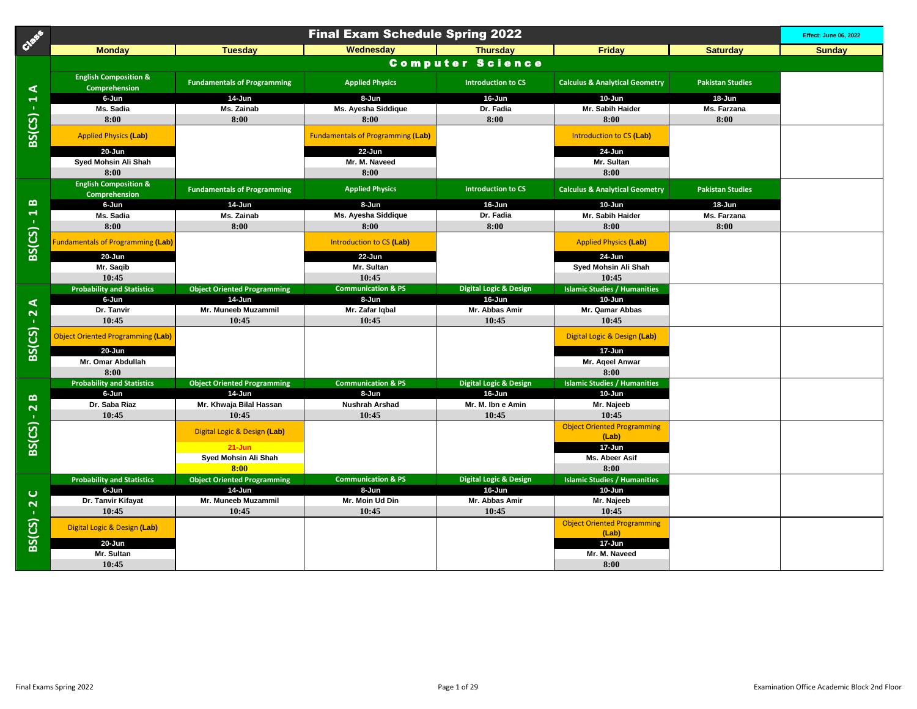# Final Exam Schedule Spring 2022

Effect: June 06, 2022

## Computer Science

| Class | Monday | Tuesday | Wednesday | Thursday | Friday | Saturday | Sunday |
|---|---|---|---|---|---|---|---|
| BS(CS) - 1 A | English Composition & Comprehension<br>6-Jun<br>Ms. Sadia<br>8:00 | Fundamentals of Programming<br>14-Jun<br>Ms. Zainab<br>8:00 | Applied Physics<br>8-Jun<br>Ms. Ayesha Siddique<br>8:00 | Introduction to CS<br>16-Jun<br>Dr. Fadia<br>8:00 | Calculus & Analytical Geometry<br>10-Jun<br>Mr. Sabih Haider<br>8:00 | Pakistan Studies<br>18-Jun<br>Ms. Farzana<br>8:00 | |
| | Applied Physics **(Lab)**<br>20-Jun<br>Syed Mohsin Ali Shah<br>8:00 | | Fundamentals of Programming **(Lab)**<br>22-Jun<br>Mr. M. Naveed<br>8:00 | | Introduction to CS **(Lab)**<br>24-Jun<br>Mr. Sultan<br>8:00 | | |
| BS(CS) - 1 B | English Composition & Comprehension<br>6-Jun<br>Ms. Sadia<br>8:00 | Fundamentals of Programming<br>14-Jun<br>Ms. Zainab<br>8:00 | Applied Physics<br>8-Jun<br>Ms. Ayesha Siddique<br>8:00 | Introduction to CS<br>16-Jun<br>Dr. Fadia<br>8:00 | Calculus & Analytical Geometry<br>10-Jun<br>Mr. Sabih Haider<br>8:00 | Pakistan Studies<br>18-Jun<br>Ms. Farzana<br>8:00 | |
| | Fundamentals of Programming **(Lab)**<br>20-Jun<br>Mr. Saqib<br>10:45 | | Introduction to CS **(Lab)**<br>22-Jun<br>Mr. Sultan<br>10:45 | | Applied Physics **(Lab)**<br>24-Jun<br>Syed Mohsin Ali Shah<br>10:45 | | |
| BS(CS) - 2 A | Probability and Statistics<br>6-Jun<br>Dr. Tanvir<br>10:45 | Object Oriented Programming<br>14-Jun<br>Mr. Muneeb Muzammil<br>10:45 | Communication & PS<br>8-Jun<br>Mr. Zafar Iqbal<br>10:45 | Digital Logic & Design<br>16-Jun<br>Mr. Abbas Amir<br>10:45 | Islamic Studies / Humanities<br>10-Jun<br>Mr. Qamar Abbas<br>10:45 | | |
| | Object Oriented Programming **(Lab)**<br>20-Jun<br>Mr. Omar Abdullah<br>8:00 | | | | Digital Logic & Design **(Lab)**<br>17-Jun<br>Mr. Aqeel Anwar<br>8:00 | | |
| BS(CS) - 2 B | Probability and Statistics<br>6-Jun<br>Dr. Saba Riaz<br>10:45 | Object Oriented Programming<br>14-Jun<br>Mr. Khwaja Bilal Hassan<br>10:45 | Communication & PS<br>8-Jun<br>Nushrah Arshad<br>10:45 | Digital Logic & Design<br>16-Jun<br>Mr. M. Ibn e Amin<br>10:45 | Islamic Studies / Humanities<br>10-Jun<br>Mr. Najeeb<br>10:45 | | |
| | | Digital Logic & Design **(Lab)**<br>21-Jun<br>Syed Mohsin Ali Shah<br>8:00 | | | Object Oriented Programming **(Lab)**<br>17-Jun<br>Ms. Abeer Asif<br>8:00 | | |
| BS(CS) - 2 C | Probability and Statistics<br>6-Jun<br>Dr. Tanvir Kifayat<br>10:45 | Object Oriented Programming<br>14-Jun<br>Mr. Muneeb Muzammil<br>10:45 | Communication & PS<br>8-Jun<br>Mr. Moin Ud Din<br>10:45 | Digital Logic & Design<br>16-Jun<br>Mr. Abbas Amir<br>10:45 | Islamic Studies / Humanities<br>10-Jun<br>Mr. Najeeb<br>10:45 | | |
| | Digital Logic & Design **(Lab)**<br>20-Jun<br>Mr. Sultan<br>10:45 | | | | Object Oriented Programming **(Lab)**<br>17-Jun<br>Mr. M. Naveed<br>8:00 | | |

Final Exams Spring 2022

Examination Office Academic Block 2nd Floor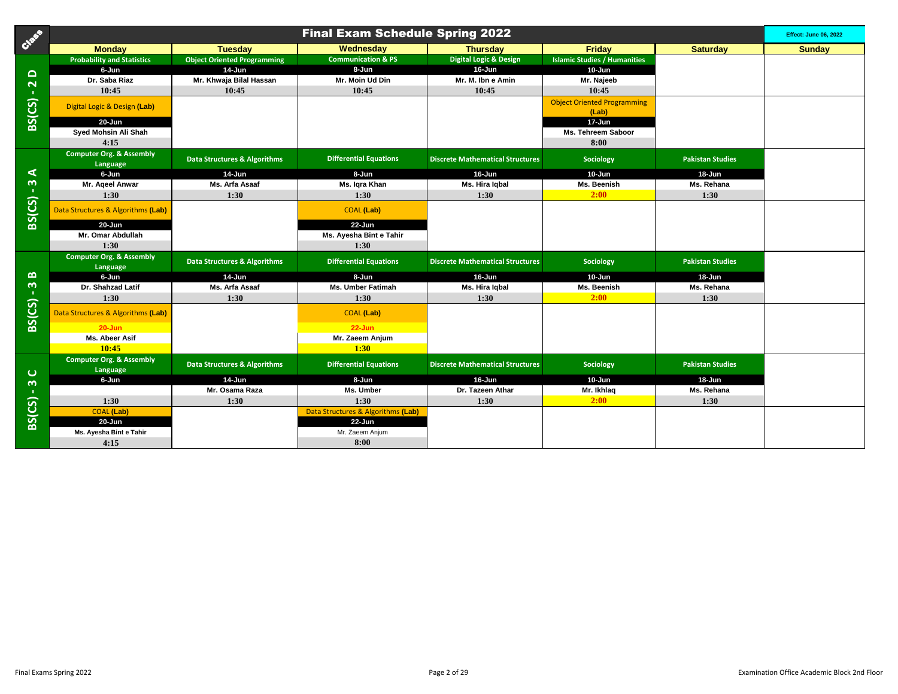# Final Exam Schedule Spring 2022

Effect: June 06, 2022

| Class | Monday | Tuesday | Wednesday | Thursday | Friday | Saturday | Sunday |
|---|---|---|---|---|---|---|---|
| BS(CS) - 2 D | Probability and Statistics<br>6-Jun<br>Dr. Saba Riaz<br>10:45 | Object Oriented Programming<br>14-Jun<br>Mr. Khwaja Bilal Hassan<br>10:45 | Communication & PS<br>8-Jun<br>Mr. Moin Ud Din<br>10:45 | Digital Logic & Design<br>16-Jun<br>Mr. M. Ibn e Amin<br>10:45 | Islamic Studies / Humanities<br>10-Jun<br>Mr. Najeeb<br>10:45 | | |
| | Digital Logic & Design **(Lab)**<br>20-Jun<br>Syed Mohsin Ali Shah<br>4:15 | | | | Object Oriented Programming **(Lab)**<br>17-Jun<br>Ms. Tehreem Saboor<br>8:00 | | |
| BS(CS) - 3 A | Computer Org. & Assembly Language<br>6-Jun<br>Mr. Aqeel Anwar<br>1:30 | Data Structures & Algorithms<br>14-Jun<br>Ms. Arfa Asaaf<br>1:30 | Differential Equations<br>8-Jun<br>Ms. Iqra Khan<br>1:30 | Discrete Mathematical Structures<br>16-Jun<br>Ms. Hira Iqbal<br>1:30 | Sociology<br>10-Jun<br>Ms. Beenish<br>2:00 | Pakistan Studies<br>18-Jun<br>Ms. Rehana<br>1:30 | |
| | Data Structures & Algorithms **(Lab)**<br>20-Jun<br>Mr. Omar Abdullah<br>1:30 | | COAL **(Lab)**<br>22-Jun<br>Ms. Ayesha Bint e Tahir<br>1:30 | | | | |
| BS(CS) - 3 B | Computer Org. & Assembly Language<br>6-Jun<br>Dr. Shahzad Latif<br>1:30 | Data Structures & Algorithms<br>14-Jun<br>Ms. Arfa Asaaf<br>1:30 | Differential Equations<br>8-Jun<br>Ms. Umber Fatimah<br>1:30 | Discrete Mathematical Structures<br>16-Jun<br>Ms. Hira Iqbal<br>1:30 | Sociology<br>10-Jun<br>Ms. Beenish<br>2:00 | Pakistan Studies<br>18-Jun<br>Ms. Rehana<br>1:30 | |
| | Data Structures & Algorithms **(Lab)**<br>20-Jun<br>Ms. Abeer Asif<br>10:45 | | COAL **(Lab)**<br>22-Jun<br>Mr. Zaeem Anjum<br>1:30 | | | | |
| BS(CS) - 3 C | Computer Org. & Assembly Language<br>6-Jun<br><br>1:30 | Data Structures & Algorithms<br>14-Jun<br>Mr. Osama Raza<br>1:30 | Differential Equations<br>8-Jun<br>Ms. Umber<br>1:30 | Discrete Mathematical Structures<br>16-Jun<br>Dr. Tazeen Athar<br>1:30 | Sociology<br>10-Jun<br>Mr. Ikhlaq<br>2:00 | Pakistan Studies<br>18-Jun<br>Ms. Rehana<br>1:30 | |
| | COAL **(Lab)**<br>20-Jun<br>Ms. Ayesha Bint e Tahir<br>4:15 | | Data Structures & Algorithms **(Lab)**<br>22-Jun<br>Mr. Zaeem Anjum<br>8:00 | | | | |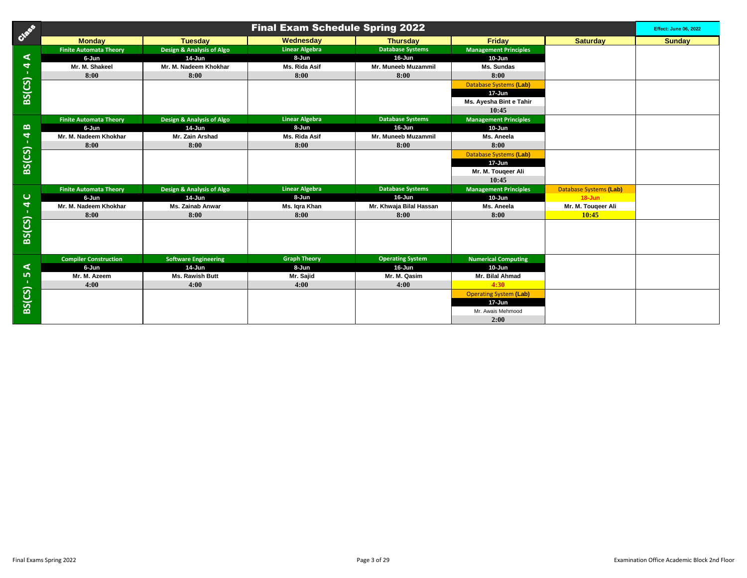# Final Exam Schedule Spring 2022

Effect: June 06, 2022

| Class | Monday | Tuesday | Wednesday | Thursday | Friday | Saturday | Sunday |
|---|---|---|---|---|---|---|---|
| BS(CS) - 4 A | Finite Automata Theory<br>6-Jun<br>Mr. M. Shakeel<br>8:00 | Design & Analysis of Algo<br>14-Jun<br>Mr. M. Nadeem Khokhar<br>8:00 | Linear Algebra<br>8-Jun<br>Ms. Rida Asif<br>8:00 | Database Systems<br>16-Jun<br>Mr. Muneeb Muzammil<br>8:00 | Management Principles<br>10-Jun<br>Ms. Sundas<br>8:00 | | |
| | | | | | Database Systems **(Lab)**<br>17-Jun<br>Ms. Ayesha Bint e Tahir<br>10:45 | | |
| BS(CS) - 4 B | Finite Automata Theory<br>6-Jun<br>Mr. M. Nadeem Khokhar<br>8:00 | Design & Analysis of Algo<br>14-Jun<br>Mr. Zain Arshad<br>8:00 | Linear Algebra<br>8-Jun<br>Ms. Rida Asif<br>8:00 | Database Systems<br>16-Jun<br>Mr. Muneeb Muzammil<br>8:00 | Management Principles<br>10-Jun<br>Ms. Aneela<br>8:00 | | |
| | | | | | Database Systems **(Lab)**<br>17-Jun<br>Mr. M. Touqeer Ali<br>10:45 | | |
| BS(CS) - 4 C | Finite Automata Theory<br>6-Jun<br>Mr. M. Nadeem Khokhar<br>8:00 | Design & Analysis of Algo<br>14-Jun<br>Ms. Zainab Anwar<br>8:00 | Linear Algebra<br>8-Jun<br>Ms. Iqra Khan<br>8:00 | Database Systems<br>16-Jun<br>Mr. Khwaja Bilal Hassan<br>8:00 | Management Principles<br>10-Jun<br>Ms. Aneela<br>8:00 | Database Systems **(Lab)**<br>18-Jun<br>Mr. M. Touqeer Ali<br>10:45 | |
| | | | | | | | |
| BS(CS) - 5 A | Compiler Construction<br>6-Jun<br>Mr. M. Azeem<br>4:00 | Software Engineering<br>14-Jun<br>Ms. Rawish Butt<br>4:00 | Graph Theory<br>8-Jun<br>Mr. Sajid<br>4:00 | Operating System<br>16-Jun<br>Mr. M. Qasim<br>4:00 | Numerical Computing<br>10-Jun<br>Mr. Bilal Ahmad<br>4:30 | | |
| | | | | | Operating System **(Lab)**<br>17-Jun<br>Mr. Awais Mehmood<br>2:00 | | |

Final Exams Spring 2022

Examination Office Academic Block 2nd Floor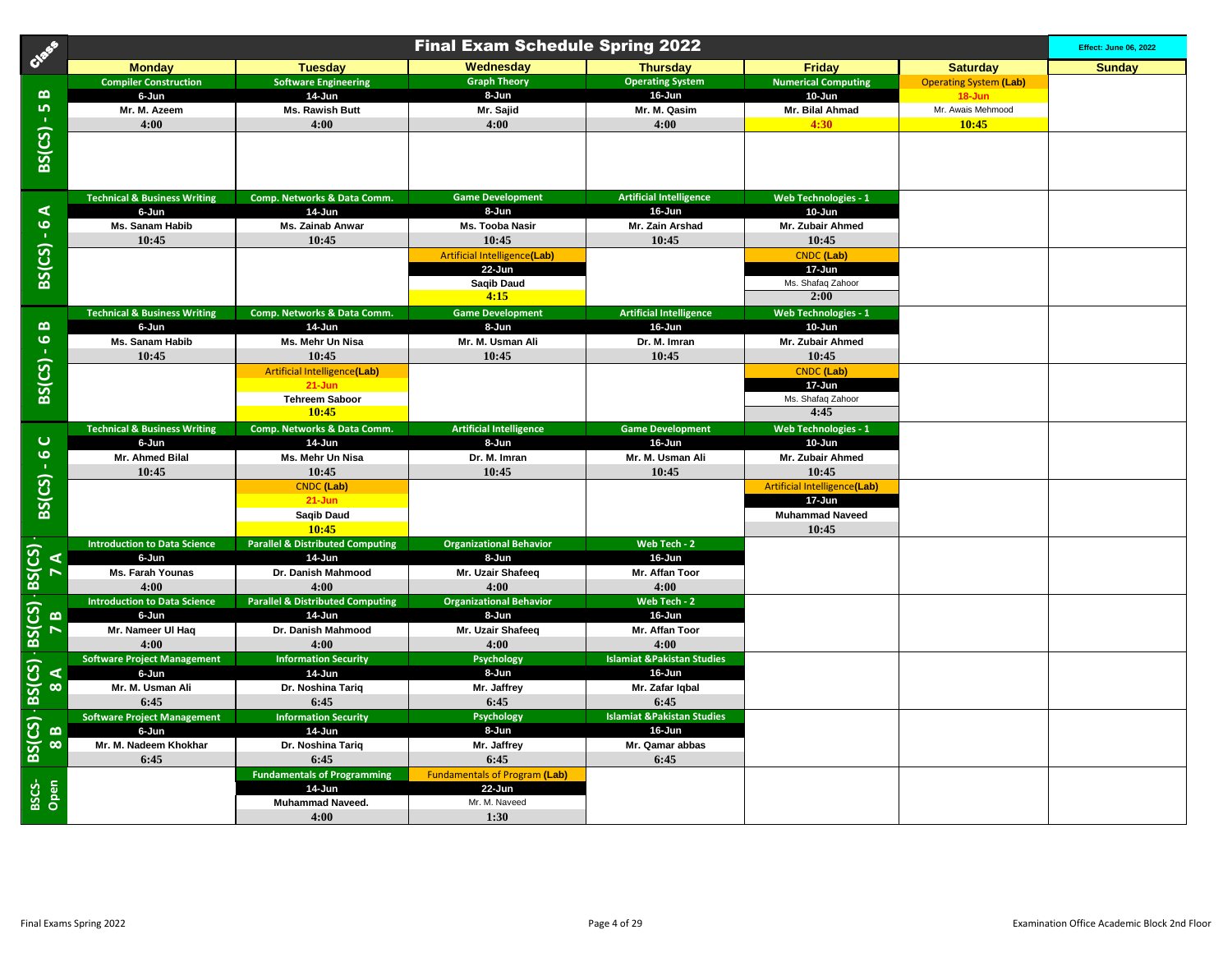# Final Exam Schedule Spring 2022

Effect: June 06, 2022

| Class | Monday | Tuesday | Wednesday | Thursday | Friday | Saturday | Sunday |
|---|---|---|---|---|---|---|---|
| BS(CS) - 5 B | Compiler Construction<br>6-Jun<br>Mr. M. Azeem<br>4:00 | Software Engineering<br>14-Jun<br>Ms. Rawish Butt<br>4:00 | Graph Theory<br>8-Jun<br>Mr. Sajid<br>4:00 | Operating System<br>16-Jun<br>Mr. M. Qasim<br>4:00 | Numerical Computing<br>10-Jun<br>Mr. Bilal Ahmad<br>4:30 | Operating System (Lab)<br>18-Jun<br>Mr. Awais Mehmood<br>10:45 | |
| BS(CS) - 6 A | Technical & Business Writing<br>6-Jun<br>Ms. Sanam Habib<br>10:45 | Comp. Networks & Data Comm.<br>14-Jun<br>Ms. Zainab Anwar<br>10:45 | Game Development<br>8-Jun<br>Ms. Tooba Nasir<br>10:45<br>Artificial Intelligence(Lab)<br>22-Jun<br>Saqib Daud<br>4:15 | Artificial Intelligence<br>16-Jun<br>Mr. Zain Arshad<br>10:45 | Web Technologies - 1<br>10-Jun<br>Mr. Zubair Ahmed<br>10:45<br>CNDC (Lab)<br>17-Jun<br>Ms. Shafaq Zahoor<br>2:00 | | |
| BS(CS) - 6 B | Technical & Business Writing<br>6-Jun<br>Ms. Sanam Habib<br>10:45 | Comp. Networks & Data Comm.<br>14-Jun<br>Ms. Mehr Un Nisa<br>10:45<br>Artificial Intelligence(Lab)<br>21-Jun<br>Tehreem Saboor<br>10:45 | Game Development<br>8-Jun<br>Mr. M. Usman Ali<br>10:45 | Artificial Intelligence<br>16-Jun<br>Dr. M. Imran<br>10:45 | Web Technologies - 1<br>10-Jun<br>Mr. Zubair Ahmed<br>10:45<br>CNDC (Lab)<br>17-Jun<br>Ms. Shafaq Zahoor<br>4:45 | | |
| BS(CS) - 6 C | Technical & Business Writing<br>6-Jun<br>Mr. Ahmed Bilal<br>10:45 | Comp. Networks & Data Comm.<br>14-Jun<br>Ms. Mehr Un Nisa<br>10:45<br>CNDC (Lab)<br>21-Jun<br>Saqib Daud<br>10:45 | Artificial Intelligence<br>8-Jun<br>Dr. M. Imran<br>10:45 | Game Development<br>16-Jun<br>Mr. M. Usman Ali<br>10:45 | Web Technologies - 1<br>10-Jun<br>Mr. Zubair Ahmed<br>10:45<br>Artificial Intelligence(Lab)<br>17-Jun<br>Muhammad Naveed<br>10:45 | | |
| BS(CS) - 7 A | Introduction to Data Science<br>6-Jun<br>Ms. Farah Younas<br>4:00 | Parallel & Distributed Computing<br>14-Jun<br>Dr. Danish Mahmood<br>4:00 | Organizational Behavior<br>8-Jun<br>Mr. Uzair Shafeeq<br>4:00 | Web Tech - 2<br>16-Jun<br>Mr. Affan Toor<br>4:00 | | | |
| BS(CS) - 7 B | Introduction to Data Science<br>6-Jun<br>Mr. Nameer Ul Haq<br>4:00 | Parallel & Distributed Computing<br>14-Jun<br>Dr. Danish Mahmood<br>4:00 | Organizational Behavior<br>8-Jun<br>Mr. Uzair Shafeeq<br>4:00 | Web Tech - 2<br>16-Jun<br>Mr. Affan Toor<br>4:00 | | | |
| BS(CS) - 8 A | Software Project Management<br>6-Jun<br>Mr. M. Usman Ali<br>6:45 | Information Security<br>14-Jun<br>Dr. Noshina Tariq<br>6:45 | Psychology<br>8-Jun<br>Mr. Jaffrey<br>6:45 | Islamiat &Pakistan Studies<br>16-Jun<br>Mr. Zafar Iqbal<br>6:45 | | | |
| BS(CS) - 8 B | Software Project Management<br>6-Jun<br>Mr. M. Nadeem Khokhar<br>6:45 | Information Security<br>14-Jun<br>Dr. Noshina Tariq<br>6:45 | Psychology<br>8-Jun<br>Mr. Jaffrey<br>6:45 | Islamiat &Pakistan Studies<br>16-Jun<br>Mr. Qamar abbas<br>6:45 | | | |
| BSCS-Open | | Fundamentals of Programming<br>14-Jun<br>Muhammad Naveed.<br>4:00 | Fundamentals of Program (Lab)<br>22-Jun<br>Mr. M. Naveed<br>1:30 | | | | |

Final Exams Spring 2022

Examination Office Academic Block 2nd Floor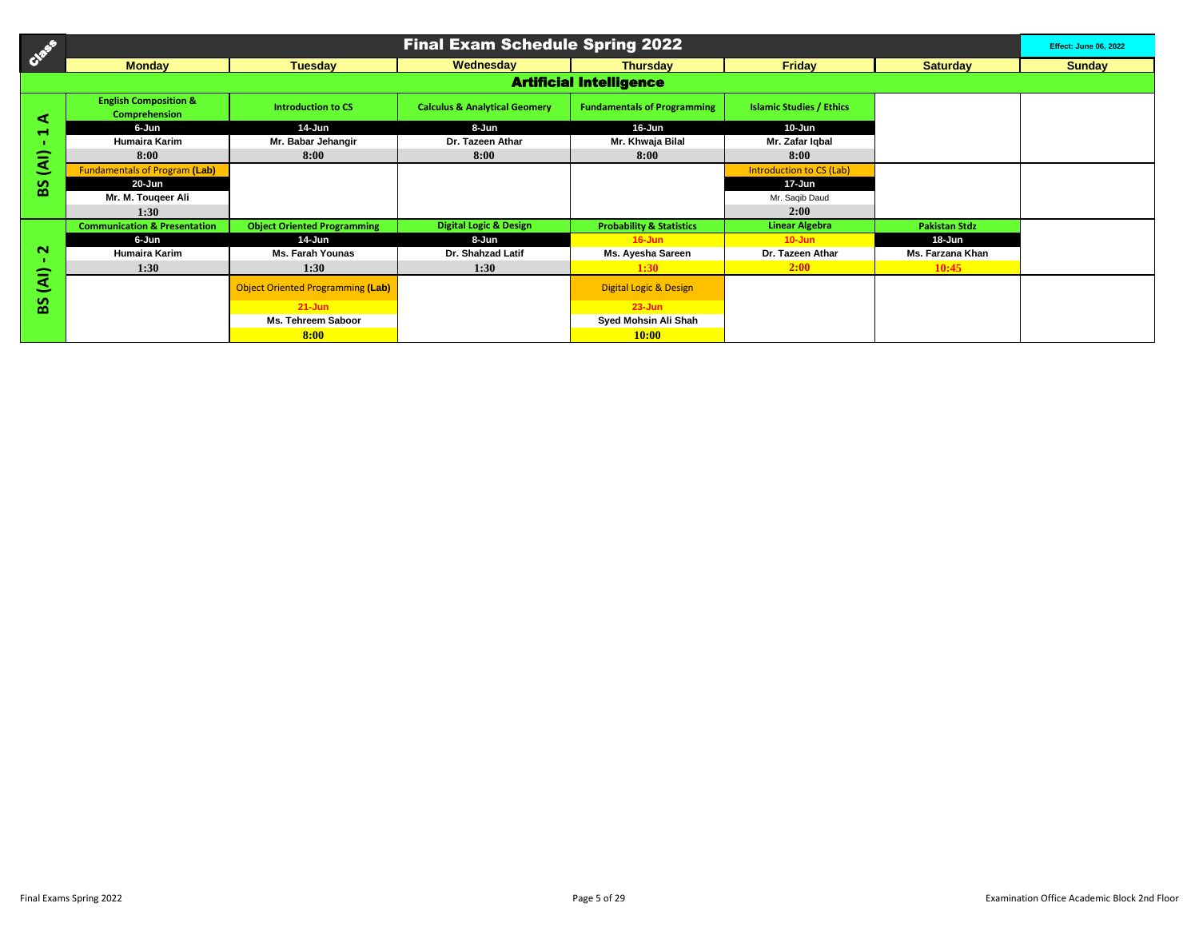# Final Exam Schedule Spring 2022

Effect: June 06, 2022

## Artificial Intelligence

| Class | Monday | Tuesday | Wednesday | Thursday | Friday | Saturday | Sunday |
|---|---|---|---|---|---|---|---|
| BS (AI) - 1 A | English Composition & Comprehension<br>6-Jun<br>Humaira Karim<br>8:00 | Introduction to CS<br>14-Jun<br>Mr. Babar Jehangir<br>8:00 | Calculus & Analytical Geomery<br>8-Jun<br>Dr. Tazeen Athar<br>8:00 | Fundamentals of Programming<br>16-Jun<br>Mr. Khwaja Bilal<br>8:00 | Islamic Studies / Ethics<br>10-Jun<br>Mr. Zafar Iqbal<br>8:00 | | |
| | Fundamentals of Program **(Lab)**<br>20-Jun<br>Mr. M. Touqeer Ali<br>1:30 | | | | Introduction to CS (Lab)<br>17-Jun<br>Mr. Saqib Daud<br>2:00 | | |
| BS (AI) - 2 | Communication & Presentation<br>6-Jun<br>Humaira Karim<br>1:30 | Object Oriented Programming<br>14-Jun<br>Ms. Farah Younas<br>1:30 | Digital Logic & Design<br>8-Jun<br>Dr. Shahzad Latif<br>1:30 | Probability & Statistics<br>16-Jun<br>Ms. Ayesha Sareen<br>1:30 | Linear Algebra<br>10-Jun<br>Dr. Tazeen Athar<br>2:00 | Pakistan Stdz<br>18-Jun<br>Ms. Farzana Khan<br>10:45 | |
| | | Object Oriented Programming **(Lab)**<br>21-Jun<br>Ms. Tehreem Saboor<br>8:00 | | Digital Logic & Design<br>23-Jun<br>Syed Mohsin Ali Shah<br>10:00 | | | |

Final Exams Spring 2022

Examination Office Academic Block 2nd Floor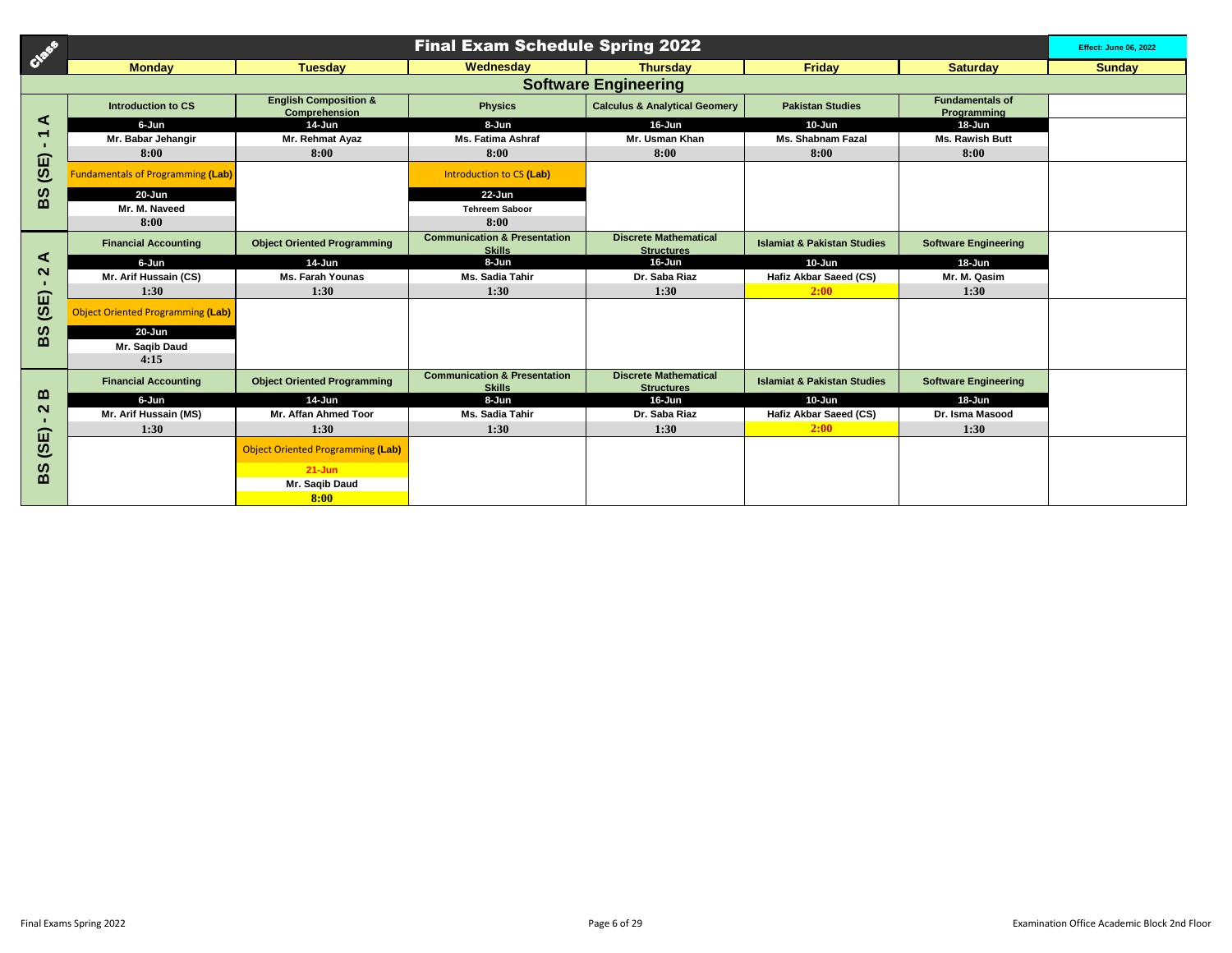# Final Exam Schedule Spring 2022

Effect: June 06, 2022

## Software Engineering

| Class | Monday | Tuesday | Wednesday | Thursday | Friday | Saturday | Sunday |
|---|---|---|---|---|---|---|---|
| BS (SE) - 1 A | Introduction to CS<br>6-Jun<br>Mr. Babar Jehangir<br>8:00 | English Composition & Comprehension<br>14-Jun<br>Mr. Rehmat Ayaz<br>8:00 | Physics<br>8-Jun<br>Ms. Fatima Ashraf<br>8:00 | Calculus & Analytical Geomery<br>16-Jun<br>Mr. Usman Khan<br>8:00 | Pakistan Studies<br>10-Jun<br>Ms. Shabnam Fazal<br>8:00 | Fundamentals of Programming<br>18-Jun<br>Ms. Rawish Butt<br>8:00 | |
| BS (SE) - 1 A | Fundamentals of Programming **(Lab)**<br>20-Jun<br>Mr. M. Naveed<br>8:00 | | Introduction to CS **(Lab)**<br>22-Jun<br>Tehreem Saboor<br>8:00 | | | | |
| BS (SE) - 2 A | Financial Accounting<br>6-Jun<br>Mr. Arif Hussain (CS)<br>1:30 | Object Oriented Programming<br>14-Jun<br>Ms. Farah Younas<br>1:30 | Communication & Presentation Skills<br>8-Jun<br>Ms. Sadia Tahir<br>1:30 | Discrete Mathematical Structures<br>16-Jun<br>Dr. Saba Riaz<br>1:30 | Islamiat & Pakistan Studies<br>10-Jun<br>Hafiz Akbar Saeed (CS)<br>2:00 | Software Engineering<br>18-Jun<br>Mr. M. Qasim<br>1:30 | |
| BS (SE) - 2 A | Object Oriented Programming **(Lab)**<br>20-Jun<br>Mr. Saqib Daud<br>4:15 | | | | | | |
| BS (SE) - 2 B | Financial Accounting<br>6-Jun<br>Mr. Arif Hussain (MS)<br>1:30 | Object Oriented Programming<br>14-Jun<br>Mr. Affan Ahmed Toor<br>1:30 | Communication & Presentation Skills<br>8-Jun<br>Ms. Sadia Tahir<br>1:30 | Discrete Mathematical Structures<br>16-Jun<br>Dr. Saba Riaz<br>1:30 | Islamiat & Pakistan Studies<br>10-Jun<br>Hafiz Akbar Saeed (CS)<br>2:00 | Software Engineering<br>18-Jun<br>Dr. Isma Masood<br>1:30 | |
| BS (SE) - 2 B | | Object Oriented Programming **(Lab)**<br>21-Jun<br>Mr. Saqib Daud<br>8:00 | | | | | |

Final Exams Spring 2022

Examination Office Academic Block 2nd Floor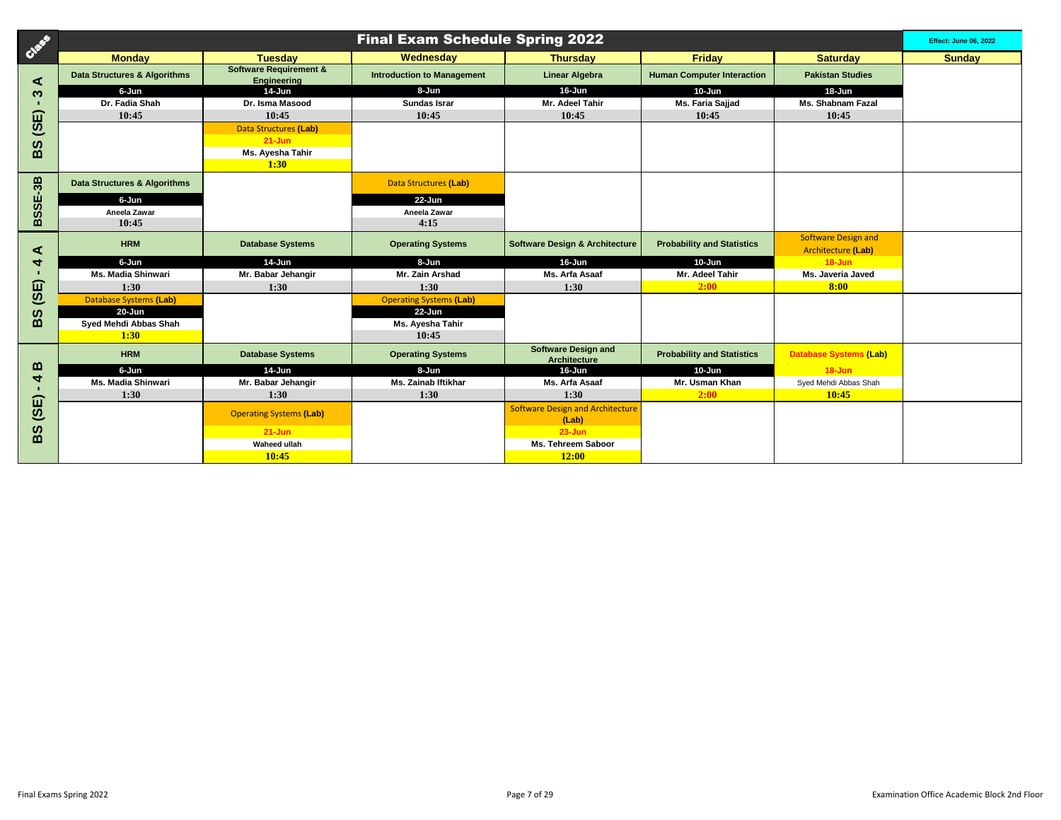# Final Exam Schedule Spring 2022

Effect: June 06, 2022

| Class | Monday | Tuesday | Wednesday | Thursday | Friday | Saturday | Sunday |
|---|---|---|---|---|---|---|---|
| BS (SE) - 3 A | Data Structures & Algorithms<br>6-Jun<br>Dr. Fadia Shah<br>10:45 | Software Requirement & Engineering<br>14-Jun<br>Dr. Isma Masood<br>10:45 | Introduction to Management<br>8-Jun<br>Sundas Israr<br>10:45 | Linear Algebra<br>16-Jun<br>Mr. Adeel Tahir<br>10:45 | Human Computer Interaction<br>10-Jun<br>Ms. Faria Sajjad<br>10:45 | Pakistan Studies<br>18-Jun<br>Ms. Shabnam Fazal<br>10:45 | |
| | | Data Structures (Lab)<br>21-Jun<br>Ms. Ayesha Tahir<br>1:30 | | | | | |
| BSSE-3B | Data Structures & Algorithms<br>6-Jun<br>Aneela Zawar<br>10:45 | | Data Structures (Lab)<br>22-Jun<br>Aneela Zawar<br>4:15 | | | | |
| BS (SE) - 4 A | HRM<br>6-Jun<br>Ms. Madia Shinwari<br>1:30 | Database Systems<br>14-Jun<br>Mr. Babar Jehangir<br>1:30 | Operating Systems<br>8-Jun<br>Mr. Zain Arshad<br>1:30 | Software Design & Architecture<br>16-Jun<br>Ms. Arfa Asaaf<br>1:30 | Probability and Statistics<br>10-Jun<br>Mr. Adeel Tahir<br>2:00 | Software Design and Architecture (Lab)<br>18-Jun<br>Ms. Javeria Javed<br>8:00 | |
| | Database Systems (Lab)<br>20-Jun<br>Syed Mehdi Abbas Shah<br>1:30 | | Operating Systems (Lab)<br>22-Jun<br>Ms. Ayesha Tahir<br>10:45 | | | | |
| BS (SE) - 4 B | HRM<br>6-Jun<br>Ms. Madia Shinwari<br>1:30 | Database Systems<br>14-Jun<br>Mr. Babar Jehangir<br>1:30 | Operating Systems<br>8-Jun<br>Ms. Zainab Iftikhar<br>1:30 | Software Design and Architecture<br>16-Jun<br>Ms. Arfa Asaaf<br>1:30 | Probability and Statistics<br>10-Jun<br>Mr. Usman Khan<br>2:00 | Database Systems (Lab)<br>18-Jun<br>Syed Mehdi Abbas Shah<br>10:45 | |
| | | Operating Systems (Lab)<br>21-Jun<br>Waheed ullah<br>10:45 | | Software Design and Architecture (Lab)<br>23-Jun<br>Ms. Tehreem Saboor<br>12:00 | | | |

Final Exams Spring 2022

Examination Office Academic Block 2nd Floor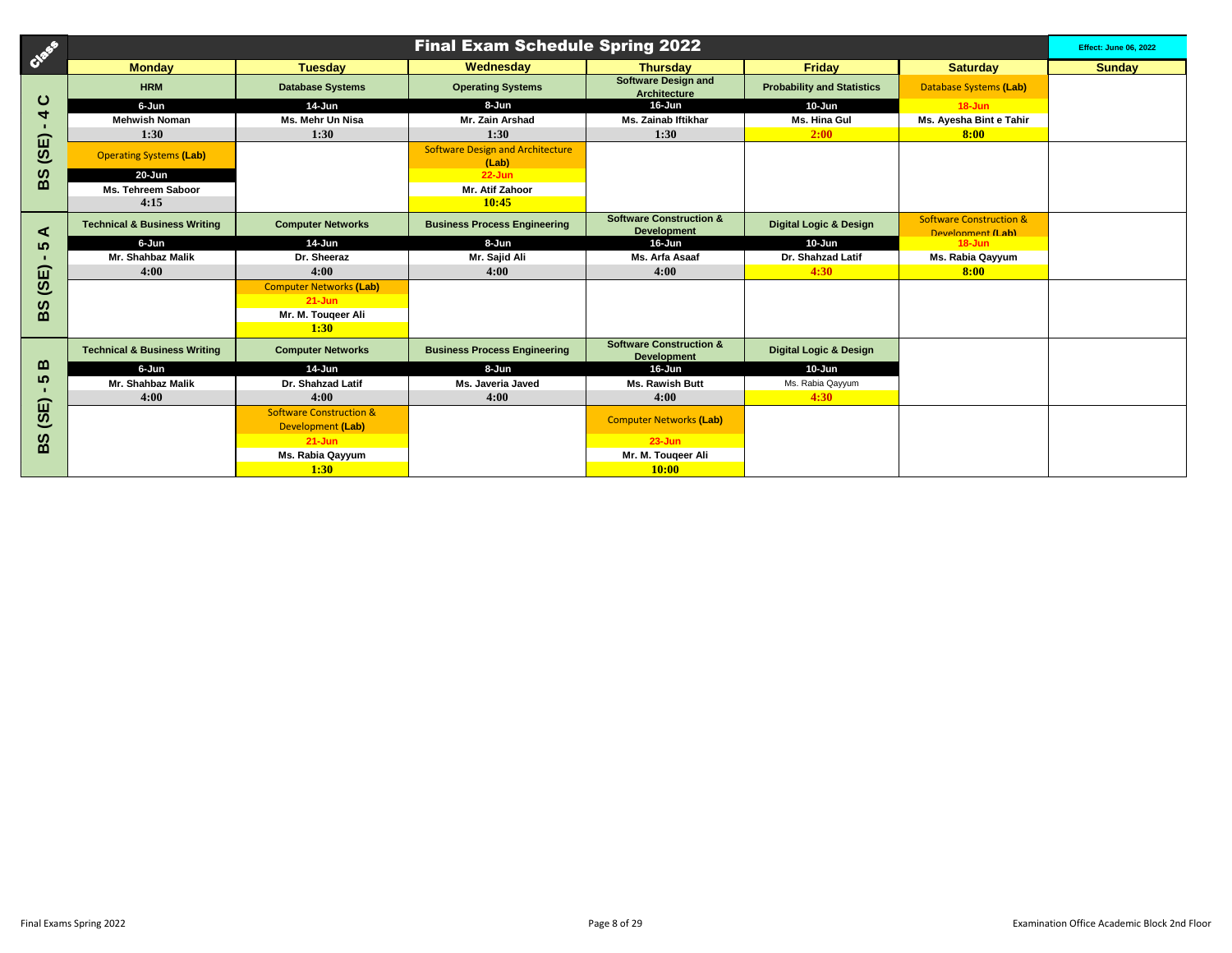# Final Exam Schedule Spring 2022

Effect: June 06, 2022

| Class | Monday | Tuesday | Wednesday | Thursday | Friday | Saturday | Sunday |
|---|---|---|---|---|---|---|---|
| BS (SE) - 4 C | HRM<br>6-Jun<br>Mehwish Noman<br>1:30 | Database Systems<br>14-Jun<br>Ms. Mehr Un Nisa<br>1:30 | Operating Systems<br>8-Jun<br>Mr. Zain Arshad<br>1:30 | Software Design and Architecture<br>16-Jun<br>Ms. Zainab Iftikhar<br>1:30 | Probability and Statistics<br>10-Jun<br>Ms. Hina Gul<br>2:00 | Database Systems **(Lab)**<br>18-Jun<br>Ms. Ayesha Bint e Tahir<br>8:00 | |
| | Operating Systems **(Lab)**<br>20-Jun<br>Ms. Tehreem Saboor<br>4:15 | | Software Design and Architecture **(Lab)**<br>22-Jun<br>Mr. Atif Zahoor<br>10:45 | | | | |
| BS (SE) - 5 A | Technical & Business Writing<br>6-Jun<br>Mr. Shahbaz Malik<br>4:00 | Computer Networks<br>14-Jun<br>Dr. Sheeraz<br>4:00 | Business Process Engineering<br>8-Jun<br>Mr. Sajid Ali<br>4:00 | Software Construction & Development<br>16-Jun<br>Ms. Arfa Asaaf<br>4:00 | Digital Logic & Design<br>10-Jun<br>Dr. Shahzad Latif<br>4:30 | Software Construction & Development **(Lab)**<br>18-Jun<br>Ms. Rabia Qayyum<br>8:00 | |
| | | Computer Networks **(Lab)**<br>21-Jun<br>Mr. M. Touqeer Ali<br>1:30 | | | | | |
| BS (SE) - 5 B | Technical & Business Writing<br>6-Jun<br>Mr. Shahbaz Malik<br>4:00 | Computer Networks<br>14-Jun<br>Dr. Shahzad Latif<br>4:00 | Business Process Engineering<br>8-Jun<br>Ms. Javeria Javed<br>4:00 | Software Construction & Development<br>16-Jun<br>Ms. Rawish Butt<br>4:00 | Digital Logic & Design<br>10-Jun<br>Ms. Rabia Qayyum<br>4:30 | | |
| | | Software Construction & Development **(Lab)**<br>21-Jun<br>Ms. Rabia Qayyum<br>1:30 | | Computer Networks **(Lab)**<br>23-Jun<br>Mr. M. Touqeer Ali<br>10:00 | | | |

Final Exams Spring 2022

Examination Office Academic Block 2nd Floor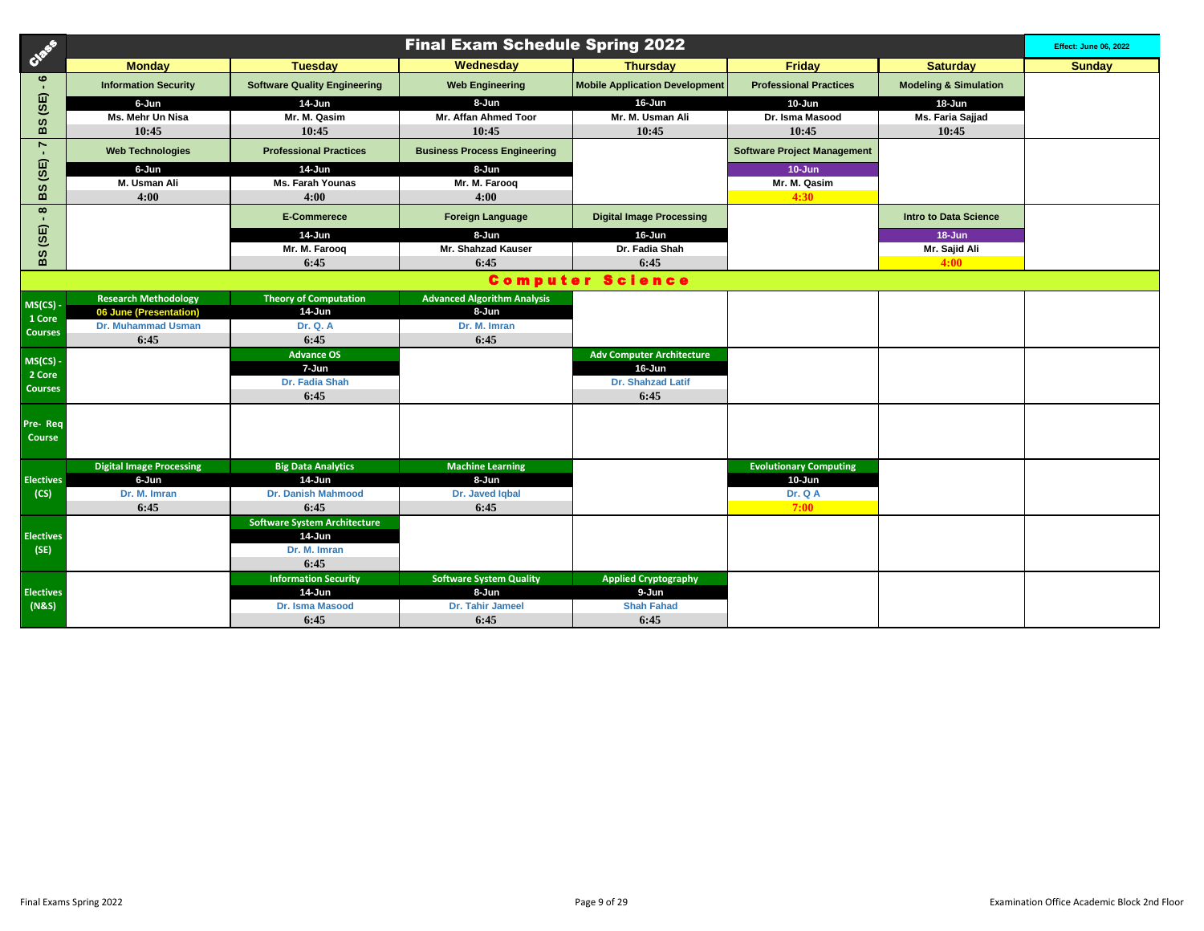# Final Exam Schedule Spring 2022

Effect: June 06, 2022

| Class | Monday | Tuesday | Wednesday | Thursday | Friday | Saturday | Sunday |
|---|---|---|---|---|---|---|---|
| BS (SE) - 6 | Information Security<br>6-Jun<br>Ms. Mehr Un Nisa<br>10:45 | Software Quality Engineering<br>14-Jun<br>Mr. M. Qasim<br>10:45 | Web Engineering<br>8-Jun<br>Mr. Affan Ahmed Toor<br>10:45 | Mobile Application Development<br>16-Jun<br>Mr. M. Usman Ali<br>10:45 | Professional Practices<br>10-Jun<br>Dr. Isma Masood<br>10:45 | Modeling & Simulation<br>18-Jun<br>Ms. Faria Sajjad<br>10:45 | |
| BS (SE) - 7 | Web Technologies<br>6-Jun<br>M. Usman Ali<br>4:00 | Professional Practices<br>14-Jun<br>Ms. Farah Younas<br>4:00 | Business Process Engineering<br>8-Jun<br>Mr. M. Farooq<br>4:00 | | Software Project Management<br>10-Jun<br>Mr. M. Qasim<br>4:30 | | |
| BS (SE) - 8 | | E-Commerece<br>14-Jun<br>Mr. M. Farooq<br>6:45 | Foreign Language<br>8-Jun<br>Mr. Shahzad Kauser<br>6:45 | Digital Image Processing<br>16-Jun<br>Dr. Fadia Shah<br>6:45 | | Intro to Data Science<br>18-Jun<br>Mr. Sajid Ali<br>4:00 | |
| **Computer Science** | | | | | | | |
| MS(CS) - 1 Core Courses | Research Methodology<br>06 June (Presentation)<br>Dr. Muhammad Usman<br>6:45 | Theory of Computation<br>14-Jun<br>Dr. Q. A<br>6:45 | Advanced Algorithm Analysis<br>8-Jun<br>Dr. M. Imran<br>6:45 | | | | |
| MS(CS) - 2 Core Courses | | Advance OS<br>7-Jun<br>Dr. Fadia Shah<br>6:45 | | Adv Computer Architecture<br>16-Jun<br>Dr. Shahzad Latif<br>6:45 | | | |
| Pre- Req Course | | | | | | | |
| Electives (CS) | Digital Image Processing<br>6-Jun<br>Dr. M. Imran<br>6:45 | Big Data Analytics<br>14-Jun<br>Dr. Danish Mahmood<br>6:45 | Machine Learning<br>8-Jun<br>Dr. Javed Iqbal<br>6:45 | | Evolutionary Computing<br>10-Jun<br>Dr. Q A<br>7:00 | | |
| Electives (SE) | | Software System Architecture<br>14-Jun<br>Dr. M. Imran<br>6:45 | | | | | |
| Electives (N&S) | | Information Security<br>14-Jun<br>Dr. Isma Masood<br>6:45 | Software System Quality<br>8-Jun<br>Dr. Tahir Jameel<br>6:45 | Applied Cryptography<br>9-Jun<br>Shah Fahad<br>6:45 | | | |

Final Exams Spring 2022

Examination Office Academic Block 2nd Floor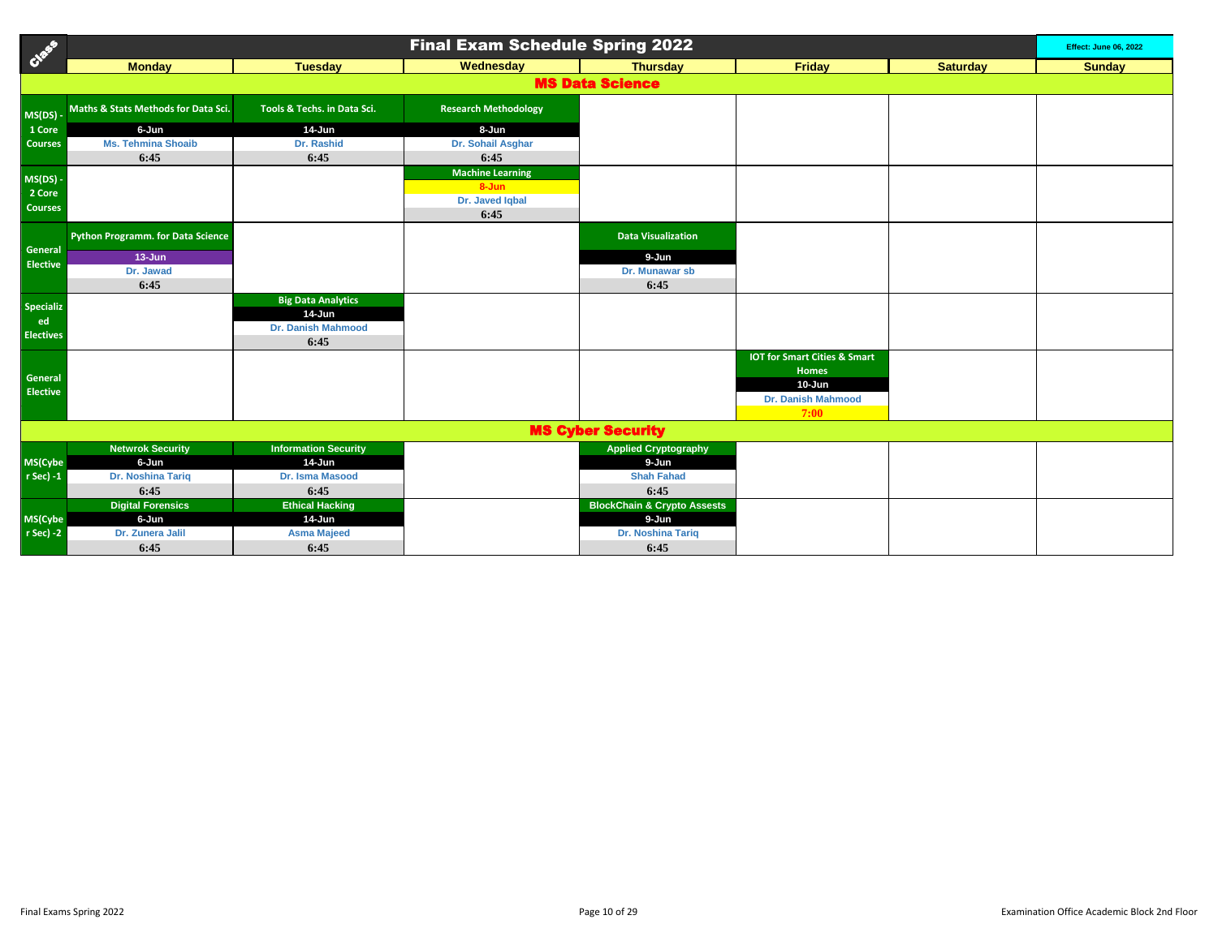# Final Exam Schedule Spring 2022

Effect: June 06, 2022

| Class | Monday | Tuesday | Wednesday | Thursday | Friday | Saturday | Sunday |
|---|---|---|---|---|---|---|---|
| **MS Data Science** | | | | | | | |
| MS(DS) - 1 Core Courses | Maths & Stats Methods for Data Sci.<br>6-Jun<br>Ms. Tehmina Shoaib<br>6:45 | Tools & Techs. in Data Sci.<br>14-Jun<br>Dr. Rashid<br>6:45 | Research Methodology<br>8-Jun<br>Dr. Sohail Asghar<br>6:45 | | | | |
| MS(DS) - 2 Core Courses | | | Machine Learning<br>8-Jun<br>Dr. Javed Iqbal<br>6:45 | | | | |
| General Elective | Python Programm. for Data Science<br>13-Jun<br>Dr. Jawad<br>6:45 | | | Data Visualization<br>9-Jun<br>Dr. Munawar sb<br>6:45 | | | |
| Specialized Electives | | Big Data Analytics<br>14-Jun<br>Dr. Danish Mahmood<br>6:45 | | | | | |
| General Elective | | | | | IOT for Smart Cities & Smart Homes<br>10-Jun<br>Dr. Danish Mahmood<br>7:00 | | |
| **MS Cyber Security** | | | | | | | |
| MS(Cyber Sec) -1 | Netwrok Security<br>6-Jun<br>Dr. Noshina Tariq<br>6:45 | Information Security<br>14-Jun<br>Dr. Isma Masood<br>6:45 | | Applied Cryptography<br>9-Jun<br>Shah Fahad<br>6:45 | | | |
| MS(Cyber Sec) -2 | Digital Forensics<br>6-Jun<br>Dr. Zunera Jalil<br>6:45 | Ethical Hacking<br>14-Jun<br>Asma Majeed<br>6:45 | | BlockChain & Crypto Assests<br>9-Jun<br>Dr. Noshina Tariq<br>6:45 | | | |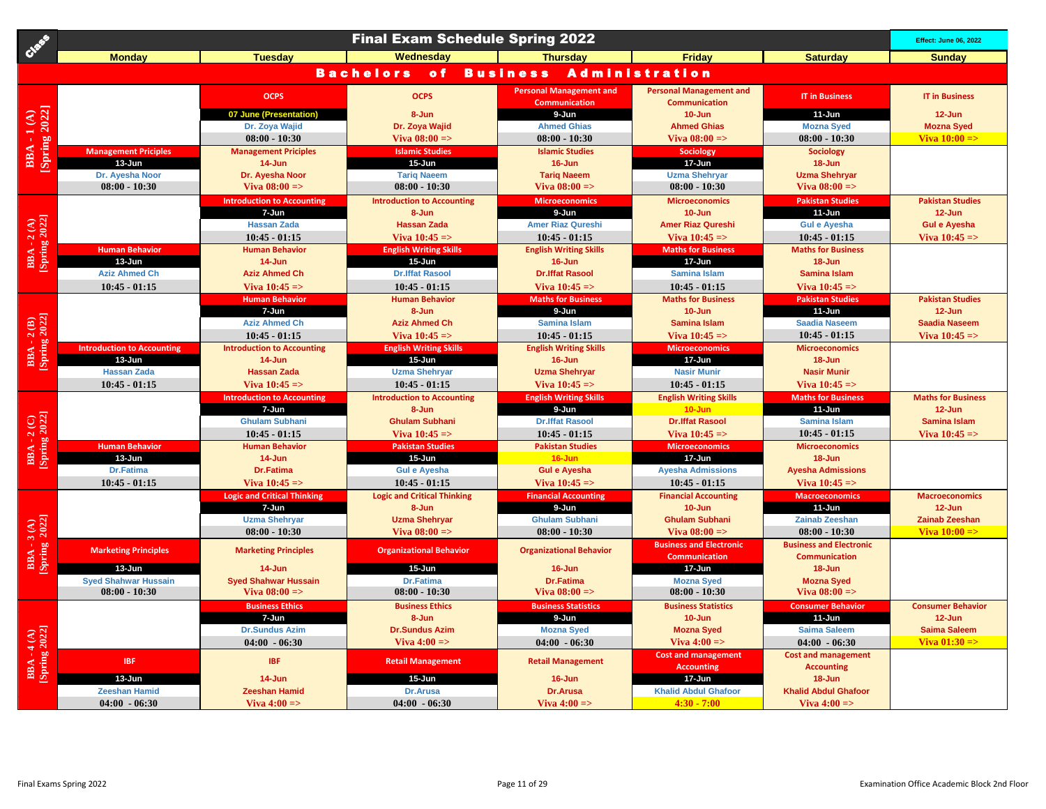# Final Exam Schedule Spring 2022

Effect: June 06, 2022

## Bachelors of Business Administration

| Class | Monday | Tuesday | Wednesday | Thursday | Friday | Saturday | Sunday |
|---|---|---|---|---|---|---|---|
| BBA - 1 (A) [Spring 2022] | | OCPS<br>07 June (Presentation)<br>Dr. Zoya Wajid<br>08:00 - 10:30 | OCPS<br>8-Jun<br>Dr. Zoya Wajid<br>Viva 08:00 => | Personal Management and Communication<br>9-Jun<br>Ahmed Ghias<br>08:00 - 10:30 | Personal Management and Communication<br>10-Jun<br>Ahmed Ghias<br>Viva 08:00 => | IT in Business<br>11-Jun<br>Mozna Syed<br>08:00 - 10:30 | IT in Business<br>12-Jun<br>Mozna Syed<br>Viva 10:00 => |
| | Management Priciples<br>13-Jun<br>Dr. Ayesha Noor<br>08:00 - 10:30 | Management Priciples<br>14-Jun<br>Dr. Ayesha Noor<br>Viva 08:00 => | Islamic Studies<br>15-Jun<br>Tariq Naeem<br>08:00 - 10:30 | Islamic Studies<br>16-Jun<br>Tariq Naeem<br>Viva 08:00 => | Sociology<br>17-Jun<br>Uzma Shehryar<br>08:00 - 10:30 | Sociology<br>18-Jun<br>Uzma Shehryar<br>Viva 08:00 => | |
| BBA - 2 (A) [Spring 2022] | | Introduction to Accounting<br>7-Jun<br>Hassan Zada<br>10:45 - 01:15 | Introduction to Accounting<br>8-Jun<br>Hassan Zada<br>Viva 10:45 => | Microeconomics<br>9-Jun<br>Amer Riaz Qureshi<br>10:45 - 01:15 | Microeconomics<br>10-Jun<br>Amer Riaz Qureshi<br>Viva 10:45 => | Pakistan Studies<br>11-Jun<br>Gul e Ayesha<br>10:45 - 01:15 | Pakistan Studies<br>12-Jun<br>Gul e Ayesha<br>Viva 10:45 => |
| | Human Behavior<br>13-Jun<br>Aziz Ahmed Ch<br>10:45 - 01:15 | Human Behavior<br>14-Jun<br>Aziz Ahmed Ch<br>Viva 10:45 => | English Writing Skills<br>15-Jun<br>Dr.Iffat Rasool<br>10:45 - 01:15 | English Writing Skills<br>16-Jun<br>Dr.Iffat Rasool<br>Viva 10:45 => | Maths for Business<br>17-Jun<br>Samina Islam<br>10:45 - 01:15 | Maths for Business<br>18-Jun<br>Samina Islam<br>Viva 10:45 => | |
| BBA - 2 (B) [Spring 2022] | | Human Behavior<br>7-Jun<br>Aziz Ahmed Ch<br>10:45 - 01:15 | Human Behavior<br>8-Jun<br>Aziz Ahmed Ch<br>Viva 10:45 => | Maths for Business<br>9-Jun<br>Samina Islam<br>10:45 - 01:15 | Maths for Business<br>10-Jun<br>Samina Islam<br>Viva 10:45 => | Pakistan Studies<br>11-Jun<br>Saadia Naseem<br>10:45 - 01:15 | Pakistan Studies<br>12-Jun<br>Saadia Naseem<br>Viva 10:45 => |
| | Introduction to Accounting<br>13-Jun<br>Hassan Zada<br>10:45 - 01:15 | Introduction to Accounting<br>14-Jun<br>Hassan Zada<br>Viva 10:45 => | English Writing Skills<br>15-Jun<br>Uzma Shehryar<br>10:45 - 01:15 | English Writing Skills<br>16-Jun<br>Uzma Shehryar<br>Viva 10:45 => | Microeconomics<br>17-Jun<br>Nasir Munir<br>10:45 - 01:15 | Microeconomics<br>18-Jun<br>Nasir Munir<br>Viva 10:45 => | |
| BBA - 2 (C) [Spring 2022] | | Introduction to Accounting<br>7-Jun<br>Ghulam Subhani<br>10:45 - 01:15 | Introduction to Accounting<br>8-Jun<br>Ghulam Subhani<br>Viva 10:45 => | English Writing Skills<br>9-Jun<br>Dr.Iffat Rasool<br>10:45 - 01:15 | English Writing Skills<br>10-Jun<br>Dr.Iffat Rasool<br>Viva 10:45 => | Maths for Business<br>11-Jun<br>Samina Islam<br>10:45 - 01:15 | Maths for Business<br>12-Jun<br>Samina Islam<br>Viva 10:45 => |
| | Human Behavior<br>13-Jun<br>Dr.Fatima<br>10:45 - 01:15 | Human Behavior<br>14-Jun<br>Dr.Fatima<br>Viva 10:45 => | Pakistan Studies<br>15-Jun<br>Gul e Ayesha<br>10:45 - 01:15 | Pakistan Studies<br>16-Jun<br>Gul e Ayesha<br>Viva 10:45 => | Microeconomics<br>17-Jun<br>Ayesha Admissions<br>10:45 - 01:15 | Microeconomics<br>18-Jun<br>Ayesha Admissions<br>Viva 10:45 => | |
| BBA - 3 (A) [Spring 2022] | | Logic and Critical Thinking<br>7-Jun<br>Uzma Shehryar<br>08:00 - 10:30 | Logic and Critical Thinking<br>8-Jun<br>Uzma Shehryar<br>Viva 08:00 => | Financial Accounting<br>9-Jun<br>Ghulam Subhani<br>08:00 - 10:30 | Financial Accounting<br>10-Jun<br>Ghulam Subhani<br>Viva 08:00 => | Macroeconomics<br>11-Jun<br>Zainab Zeeshan<br>08:00 - 10:30 | Macroeconomics<br>12-Jun<br>Zainab Zeeshan<br>Viva 10:00 => |
| | Marketing Principles<br>13-Jun<br>Syed Shahwar Hussain<br>08:00 - 10:30 | Marketing Principles<br>14-Jun<br>Syed Shahwar Hussain<br>Viva 08:00 => | Organizational Behavior<br>15-Jun<br>Dr.Fatima<br>08:00 - 10:30 | Organizational Behavior<br>16-Jun<br>Dr.Fatima<br>Viva 08:00 => | Business and Electronic Communication<br>17-Jun<br>Mozna Syed<br>08:00 - 10:30 | Business and Electronic Communication<br>18-Jun<br>Mozna Syed<br>Viva 08:00 => | |
| BBA - 4 (A) [Spring 2022] | | Business Ethics<br>7-Jun<br>Dr.Sundus Azim<br>04:00 - 06:30 | Business Ethics<br>8-Jun<br>Dr.Sundus Azim<br>Viva 4:00 => | Business Statistics<br>9-Jun<br>Mozna Syed<br>04:00 - 06:30 | Business Statistics<br>10-Jun<br>Mozna Syed<br>Viva 4:00 => | Consumer Behavior<br>11-Jun<br>Saima Saleem<br>04:00 - 06:30 | Consumer Behavior<br>12-Jun<br>Saima Saleem<br>Viva 01:30 => |
| | IBF<br>13-Jun<br>Zeeshan Hamid<br>04:00 - 06:30 | IBF<br>14-Jun<br>Zeeshan Hamid<br>Viva 4:00 => | Retail Management<br>15-Jun<br>Dr.Arusa<br>04:00 - 06:30 | Retail Management<br>16-Jun<br>Dr.Arusa<br>Viva 4:00 => | Cost and management Accounting<br>17-Jun<br>Khalid Abdul Ghafoor<br>4:30 - 7:00 | Cost and management Accounting<br>18-Jun<br>Khalid Abdul Ghafoor<br>Viva 4:00 => | |

Final Exams Spring 2022

Examination Office Academic Block 2nd Floor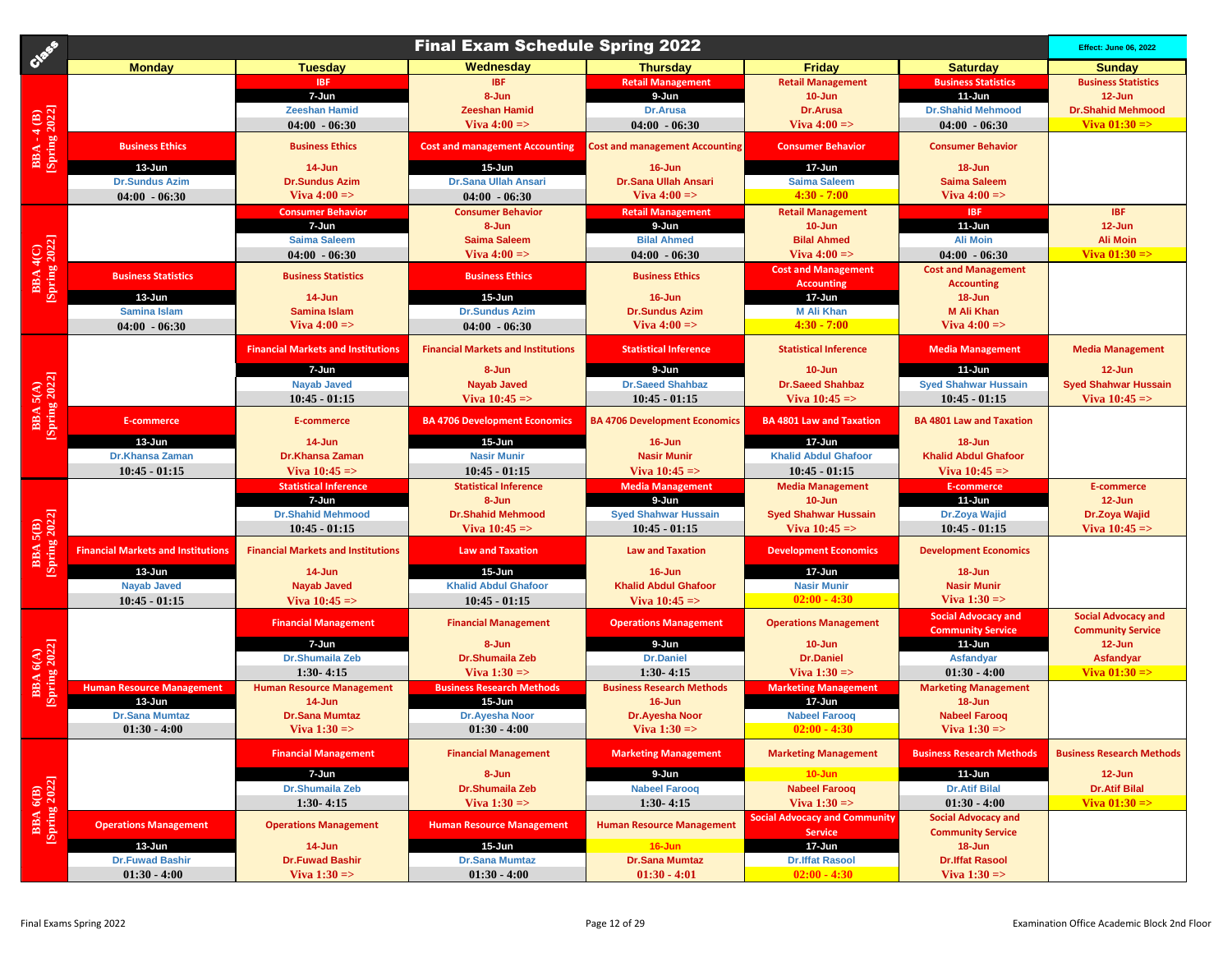# Final Exam Schedule Spring 2022

Effect: June 06, 2022

| Class | Monday | Tuesday | Wednesday | Thursday | Friday | Saturday | Sunday |
|---|---|---|---|---|---|---|---|
| BBA - 4 (B) [Spring 2022] | | IBF<br>7-Jun<br>Zeeshan Hamid<br>04:00 - 06:30 | IBF<br>8-Jun<br>Zeeshan Hamid<br>Viva 4:00 => | Retail Management<br>9-Jun<br>Dr.Arusa<br>04:00 - 06:30 | Retail Management<br>10-Jun<br>Dr.Arusa<br>Viva 4:00 => | Business Statistics<br>11-Jun<br>Dr.Shahid Mehmood<br>04:00 - 06:30 | Business Statistics<br>12-Jun<br>Dr.Shahid Mehmood<br>Viva 01:30 => |
| | Business Ethics<br>13-Jun<br>Dr.Sundus Azim<br>04:00 - 06:30 | Business Ethics<br>14-Jun<br>Dr.Sundus Azim<br>Viva 4:00 => | Cost and management Accounting<br>15-Jun<br>Dr.Sana Ullah Ansari<br>04:00 - 06:30 | Cost and management Accounting<br>16-Jun<br>Dr.Sana Ullah Ansari<br>Viva 4:00 => | Consumer Behavior<br>17-Jun<br>Saima Saleem<br>4:30 - 7:00 | Consumer Behavior<br>18-Jun<br>Saima Saleem<br>Viva 4:00 => | |
| BBA 4(C) [Spring 2022] | | Consumer Behavior<br>7-Jun<br>Saima Saleem<br>04:00 - 06:30 | Consumer Behavior<br>8-Jun<br>Saima Saleem<br>Viva 4:00 => | Retail Management<br>9-Jun<br>Bilal Ahmed<br>04:00 - 06:30 | Retail Management<br>10-Jun<br>Bilal Ahmed<br>Viva 4:00 => | IBF<br>11-Jun<br>Ali Moin<br>04:00 - 06:30 | IBF<br>12-Jun<br>Ali Moin<br>Viva 01:30 => |
| | Business Statistics<br>13-Jun<br>Samina Islam<br>04:00 - 06:30 | Business Statistics<br>14-Jun<br>Samina Islam<br>Viva 4:00 => | Business Ethics<br>15-Jun<br>Dr.Sundus Azim<br>04:00 - 06:30 | Business Ethics<br>16-Jun<br>Dr.Sundus Azim<br>Viva 4:00 => | Cost and Management Accounting<br>17-Jun<br>M Ali Khan<br>4:30 - 7:00 | Cost and Management Accounting<br>18-Jun<br>M Ali Khan<br>Viva 4:00 => | |
| BBA 5(A) [Spring 2022] | | Financial Markets and Institutions<br>7-Jun<br>Nayab Javed<br>10:45 - 01:15 | Financial Markets and Institutions<br>8-Jun<br>Nayab Javed<br>Viva 10:45 => | Statistical Inference<br>9-Jun<br>Dr.Saeed Shahbaz<br>10:45 - 01:15 | Statistical Inference<br>10-Jun<br>Dr.Saeed Shahbaz<br>Viva 10:45 => | Media Management<br>11-Jun<br>Syed Shahwar Hussain<br>10:45 - 01:15 | Media Management<br>12-Jun<br>Syed Shahwar Hussain<br>Viva 10:45 => |
| | E-commerce<br>13-Jun<br>Dr.Khansa Zaman<br>10:45 - 01:15 | E-commerce<br>14-Jun<br>Dr.Khansa Zaman<br>Viva 10:45 => | BA 4706 Development Economics<br>15-Jun<br>Nasir Munir<br>10:45 - 01:15 | BA 4706 Development Economics<br>16-Jun<br>Nasir Munir<br>Viva 10:45 => | BA 4801 Law and Taxation<br>17-Jun<br>Khalid Abdul Ghafoor<br>10:45 - 01:15 | BA 4801 Law and Taxation<br>18-Jun<br>Khalid Abdul Ghafoor<br>Viva 10:45 => | |
| BBA 5(B) [Spring 2022] | | Statistical Inference<br>7-Jun<br>Dr.Shahid Mehmood<br>10:45 - 01:15 | Statistical Inference<br>8-Jun<br>Dr.Shahid Mehmood<br>Viva 10:45 => | Media Management<br>9-Jun<br>Syed Shahwar Hussain<br>10:45 - 01:15 | Media Management<br>10-Jun<br>Syed Shahwar Hussain<br>Viva 10:45 => | E-commerce<br>11-Jun<br>Dr.Zoya Wajid<br>10:45 - 01:15 | E-commerce<br>12-Jun<br>Dr.Zoya Wajid<br>Viva 10:45 => |
| | Financial Markets and Institutions<br>13-Jun<br>Nayab Javed<br>10:45 - 01:15 | Financial Markets and Institutions<br>14-Jun<br>Nayab Javed<br>Viva 10:45 => | Law and Taxation<br>15-Jun<br>Khalid Abdul Ghafoor<br>10:45 - 01:15 | Law and Taxation<br>16-Jun<br>Khalid Abdul Ghafoor<br>Viva 10:45 => | Development Economics<br>17-Jun<br>Nasir Munir<br>02:00 - 4:30 | Development Economics<br>18-Jun<br>Nasir Munir<br>Viva 1:30 => | |
| BBA 6(A) [Spring 2022] | | Financial Management<br>7-Jun<br>Dr.Shumaila Zeb<br>1:30- 4:15 | Financial Management<br>8-Jun<br>Dr.Shumaila Zeb<br>Viva 1:30 => | Operations Management<br>9-Jun<br>Dr.Daniel<br>1:30- 4:15 | Operations Management<br>10-Jun<br>Dr.Daniel<br>Viva 1:30 => | Social Advocacy and Community Service<br>11-Jun<br>Asfandyar<br>01:30 - 4:00 | Social Advocacy and Community Service<br>12-Jun<br>Asfandyar<br>Viva 01:30 => |
| | Human Resource Management<br>13-Jun<br>Dr.Sana Mumtaz<br>01:30 - 4:00 | Human Resource Management<br>14-Jun<br>Dr.Sana Mumtaz<br>Viva 1:30 => | Business Research Methods<br>15-Jun<br>Dr.Ayesha Noor<br>01:30 - 4:00 | Business Research Methods<br>16-Jun<br>Dr.Ayesha Noor<br>Viva 1:30 => | Marketing Management<br>17-Jun<br>Nabeel Farooq<br>02:00 - 4:30 | Marketing Management<br>18-Jun<br>Nabeel Farooq<br>Viva 1:30 => | |
| BBA 6(B) [Spring 2022] | | Financial Management<br>7-Jun<br>Dr.Shumaila Zeb<br>1:30- 4:15 | Financial Management<br>8-Jun<br>Dr.Shumaila Zeb<br>Viva 1:30 => | Marketing Management<br>9-Jun<br>Nabeel Farooq<br>1:30- 4:15 | Marketing Management<br>10-Jun<br>Nabeel Farooq<br>Viva 1:30 => | Business Research Methods<br>11-Jun<br>Dr.Atif Bilal<br>01:30 - 4:00 | Business Research Methods<br>12-Jun<br>Dr.Atif Bilal<br>Viva 01:30 => |
| | Operations Management<br>13-Jun<br>Dr.Fuwad Bashir<br>01:30 - 4:00 | Operations Management<br>14-Jun<br>Dr.Fuwad Bashir<br>Viva 1:30 => | Human Resource Management<br>15-Jun<br>Dr.Sana Mumtaz<br>01:30 - 4:00 | Human Resource Management<br>16-Jun<br>Dr.Sana Mumtaz<br>01:30 - 4:01 | Social Advocacy and Community Service<br>17-Jun<br>Dr.Iffat Rasool<br>02:00 - 4:30 | Social Advocacy and Community Service<br>18-Jun<br>Dr.Iffat Rasool<br>Viva 1:30 => | |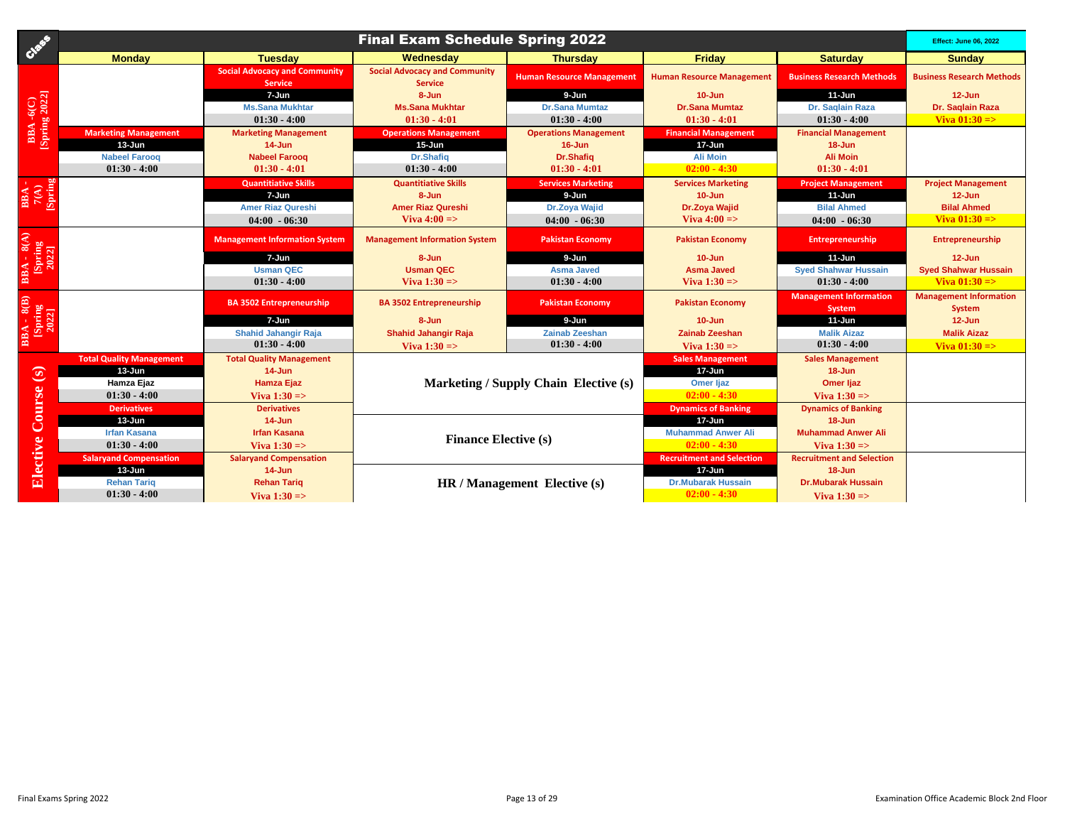# Final Exam Schedule Spring 2022

Effect: June 06, 2022

| Class | Monday | Tuesday | Wednesday | Thursday | Friday | Saturday | Sunday |
|---|---|---|---|---|---|---|---|
| BBA -6(C) [Spring 2022] | | Social Advocacy and Community Service<br>7-Jun<br>Ms.Sana Mukhtar<br>01:30 - 4:00 | Social Advocacy and Community Service<br>8-Jun<br>Ms.Sana Mukhtar<br>01:30 - 4:01 | Human Resource Management<br>9-Jun<br>Dr.Sana Mumtaz<br>01:30 - 4:00 | Human Resource Management<br>10-Jun<br>Dr.Sana Mumtaz<br>01:30 - 4:01 | Business Research Methods<br>11-Jun<br>Dr. Saqlain Raza<br>01:30 - 4:00 | Business Research Methods<br>12-Jun<br>Dr. Saqlain Raza<br>Viva 01:30 => |
| | Marketing Management<br>13-Jun<br>Nabeel Farooq<br>01:30 - 4:00 | Marketing Management<br>14-Jun<br>Nabeel Farooq<br>01:30 - 4:01 | Operations Management<br>15-Jun<br>Dr.Shafiq<br>01:30 - 4:00 | Operations Management<br>16-Jun<br>Dr.Shafiq<br>01:30 - 4:01 | Financial Management<br>17-Jun<br>Ali Moin<br>02:00 - 4:30 | Financial Management<br>18-Jun<br>Ali Moin<br>01:30 - 4:01 | |
| BBA - 7(A) [Spring | | Quantitiative Skills<br>7-Jun<br>Amer Riaz Qureshi<br>04:00 - 06:30 | Quantitiative Skills<br>8-Jun<br>Amer Riaz Qureshi<br>Viva 4:00 => | Services Marketing<br>9-Jun<br>Dr.Zoya Wajid<br>04:00 - 06:30 | Services Marketing<br>10-Jun<br>Dr.Zoya Wajid<br>Viva 4:00 => | Project Management<br>11-Jun<br>Bilal Ahmed<br>04:00 - 06:30 | Project Management<br>12-Jun<br>Bilal Ahmed<br>Viva 01:30 => |
| BBA - 8(A) [Spring 2022] | | Management Information System<br>7-Jun<br>Usman QEC<br>01:30 - 4:00 | Management Information System<br>8-Jun<br>Usman QEC<br>Viva 1:30 => | Pakistan Economy<br>9-Jun<br>Asma Javed<br>01:30 - 4:00 | Pakistan Economy<br>10-Jun<br>Asma Javed<br>Viva 1:30 => | Entrepreneurship<br>11-Jun<br>Syed Shahwar Hussain<br>01:30 - 4:00 | Entrepreneurship<br>12-Jun<br>Syed Shahwar Hussain<br>Viva 01:30 => |
| BBA - 8(B) [Spring 2022] | | BA 3502 Entrepreneurship<br>7-Jun<br>Shahid Jahangir Raja<br>01:30 - 4:00 | BA 3502 Entrepreneurship<br>8-Jun<br>Shahid Jahangir Raja<br>Viva 1:30 => | Pakistan Economy<br>9-Jun<br>Zainab Zeeshan<br>01:30 - 4:00 | Pakistan Economy<br>10-Jun<br>Zainab Zeeshan<br>Viva 1:30 => | Management Information System<br>11-Jun<br>Malik Aizaz<br>01:30 - 4:00 | Management Information System<br>12-Jun<br>Malik Aizaz<br>Viva 01:30 => |
| Elective Course (s) | Total Quality Management<br>13-Jun<br>Hamza Ejaz<br>01:30 - 4:00 | Total Quality Management<br>14-Jun<br>Hamza Ejaz<br>Viva 1:30 => | Marketing / Supply Chain Elective (s) | | Sales Management<br>17-Jun<br>Omer Ijaz<br>02:00 - 4:30 | Sales Management<br>18-Jun<br>Omer Ijaz<br>Viva 1:30 => | |
| | Derivatives<br>13-Jun<br>Irfan Kasana<br>01:30 - 4:00 | Derivatives<br>14-Jun<br>Irfan Kasana<br>Viva 1:30 => | Finance Elective (s) | | Dynamics of Banking<br>17-Jun<br>Muhammad Anwer Ali<br>02:00 - 4:30 | Dynamics of Banking<br>18-Jun<br>Muhammad Anwer Ali<br>Viva 1:30 => | |
| | Salaryand Compensation<br>13-Jun<br>Rehan Tariq<br>01:30 - 4:00 | Salaryand Compensation<br>14-Jun<br>Rehan Tariq<br>Viva 1:30 => | HR / Management Elective (s) | | Recruitment and Selection<br>17-Jun<br>Dr.Mubarak Hussain<br>02:00 - 4:30 | Recruitment and Selection<br>18-Jun<br>Dr.Mubarak Hussain<br>Viva 1:30 => | |

Final Exams Spring 2022

Examination Office Academic Block 2nd Floor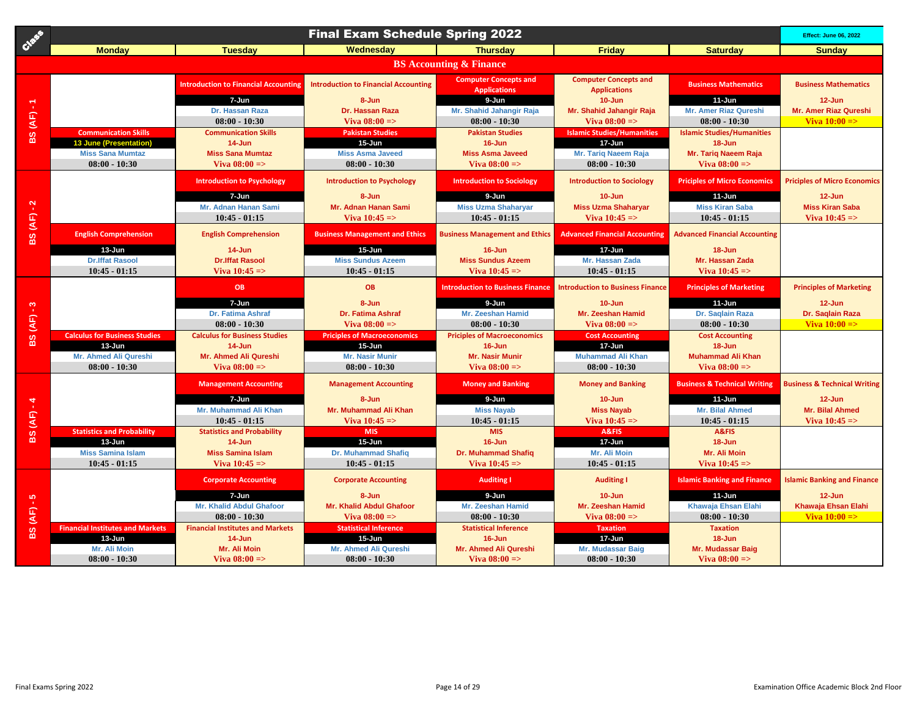# Final Exam Schedule Spring 2022

Effect: June 06, 2022

## BS Accounting & Finance

| Class | Monday | Tuesday | Wednesday | Thursday | Friday | Saturday | Sunday |
|---|---|---|---|---|---|---|---|
| BS (AF) - 1 | | Introduction to Financial Accounting<br>7-Jun<br>Dr. Hassan Raza<br>08:00 - 10:30 | Introduction to Financial Accounting<br>8-Jun<br>Dr. Hassan Raza<br>Viva 08:00 => | Computer Concepts and Applications<br>9-Jun<br>Mr. Shahid Jahangir Raja<br>08:00 - 10:30 | Computer Concepts and Applications<br>10-Jun<br>Mr. Shahid Jahangir Raja<br>Viva 08:00 => | Business Mathematics<br>11-Jun<br>Mr. Amer Riaz Qureshi<br>08:00 - 10:30 | Business Mathematics<br>12-Jun<br>Mr. Amer Riaz Qureshi<br>Viva 10:00 => |
| | Communication Skills<br>13 June (Presentation)<br>Miss Sana Mumtaz<br>08:00 - 10:30 | Communication Skills<br>14-Jun<br>Miss Sana Mumtaz<br>Viva 08:00 => | Pakistan Studies<br>15-Jun<br>Miss Asma Javeed<br>08:00 - 10:30 | Pakistan Studies<br>16-Jun<br>Miss Asma Javeed<br>Viva 08:00 => | Islamic Studies/Humanities<br>17-Jun<br>Mr. Tariq Naeem Raja<br>08:00 - 10:30 | Islamic Studies/Humanities<br>18-Jun<br>Mr. Tariq Naeem Raja<br>Viva 08:00 => | |
| BS (AF) - 2 | | Introduction to Psychology<br>7-Jun<br>Mr. Adnan Hanan Sami<br>10:45 - 01:15 | Introduction to Psychology<br>8-Jun<br>Mr. Adnan Hanan Sami<br>Viva 10:45 => | Introduction to Sociology<br>9-Jun<br>Miss Uzma Shaharyar<br>10:45 - 01:15 | Introduction to Sociology<br>10-Jun<br>Miss Uzma Shaharyar<br>Viva 10:45 => | Priciples of Micro Economics<br>11-Jun<br>Miss Kiran Saba<br>10:45 - 01:15 | Priciples of Micro Economics<br>12-Jun<br>Miss Kiran Saba<br>Viva 10:45 => |
| | English Comprehension<br>13-Jun<br>Dr.Iffat Rasool<br>10:45 - 01:15 | English Comprehension<br>14-Jun<br>Dr.Iffat Rasool<br>Viva 10:45 => | Business Management and Ethics<br>15-Jun<br>Miss Sundus Azeem<br>10:45 - 01:15 | Business Management and Ethics<br>16-Jun<br>Miss Sundus Azeem<br>Viva 10:45 => | Advanced Financial Accounting<br>17-Jun<br>Mr. Hassan Zada<br>10:45 - 01:15 | Advanced Financial Accounting<br>18-Jun<br>Mr. Hassan Zada<br>Viva 10:45 => | |
| BS (AF) - 3 | | OB<br>7-Jun<br>Dr. Fatima Ashraf<br>08:00 - 10:30 | OB<br>8-Jun<br>Dr. Fatima Ashraf<br>Viva 08:00 => | Introduction to Business Finance<br>9-Jun<br>Mr. Zeeshan Hamid<br>08:00 - 10:30 | Introduction to Business Finance<br>10-Jun<br>Mr. Zeeshan Hamid<br>Viva 08:00 => | Principles of Marketing<br>11-Jun<br>Dr. Saqlain Raza<br>08:00 - 10:30 | Principles of Marketing<br>12-Jun<br>Dr. Saqlain Raza<br>Viva 10:00 => |
| | Calculus for Business Studies<br>13-Jun<br>Mr. Ahmed Ali Qureshi<br>08:00 - 10:30 | Calculus for Business Studies<br>14-Jun<br>Mr. Ahmed Ali Qureshi<br>Viva 08:00 => | Priciples of Macroeconomics<br>15-Jun<br>Mr. Nasir Munir<br>08:00 - 10:30 | Priciples of Macroeconomics<br>16-Jun<br>Mr. Nasir Munir<br>Viva 08:00 => | Cost Accounting<br>17-Jun<br>Muhammad Ali Khan<br>08:00 - 10:30 | Cost Accounting<br>18-Jun<br>Muhammad Ali Khan<br>Viva 08:00 => | |
| BS (AF) - 4 | | Management Accounting<br>7-Jun<br>Mr. Muhammad Ali Khan<br>10:45 - 01:15 | Management Accounting<br>8-Jun<br>Mr. Muhammad Ali Khan<br>Viva 10:45 => | Money and Banking<br>9-Jun<br>Miss Nayab<br>10:45 - 01:15 | Money and Banking<br>10-Jun<br>Miss Nayab<br>Viva 10:45 => | Business & Technical Writing<br>11-Jun<br>Mr. Bilal Ahmed<br>10:45 - 01:15 | Business & Technical Writing<br>12-Jun<br>Mr. Bilal Ahmed<br>Viva 10:45 => |
| | Statistics and Probability<br>13-Jun<br>Miss Samina Islam<br>10:45 - 01:15 | Statistics and Probability<br>14-Jun<br>Miss Samina Islam<br>Viva 10:45 => | MIS<br>15-Jun<br>Dr. Muhammad Shafiq<br>10:45 - 01:15 | MIS<br>16-Jun<br>Dr. Muhammad Shafiq<br>Viva 10:45 => | A&FIS<br>17-Jun<br>Mr. Ali Moin<br>10:45 - 01:15 | A&FIS<br>18-Jun<br>Mr. Ali Moin<br>Viva 10:45 => | |
| BS (AF) - 5 | | Corporate Accounting<br>7-Jun<br>Mr. Khalid Abdul Ghafoor<br>08:00 - 10:30 | Corporate Accounting<br>8-Jun<br>Mr. Khalid Abdul Ghafoor<br>Viva 08:00 => | Auditing I<br>9-Jun<br>Mr. Zeeshan Hamid<br>08:00 - 10:30 | Auditing I<br>10-Jun<br>Mr. Zeeshan Hamid<br>Viva 08:00 => | Islamic Banking and Finance<br>11-Jun<br>Khawaja Ehsan Elahi<br>08:00 - 10:30 | Islamic Banking and Finance<br>12-Jun<br>Khawaja Ehsan Elahi<br>Viva 10:00 => |
| | Financial Institutes and Markets<br>13-Jun<br>Mr. Ali Moin<br>08:00 - 10:30 | Financial Institutes and Markets<br>14-Jun<br>Mr. Ali Moin<br>Viva 08:00 => | Statistical Inference<br>15-Jun<br>Mr. Ahmed Ali Qureshi<br>08:00 - 10:30 | Statistical Inference<br>16-Jun<br>Mr. Ahmed Ali Qureshi<br>Viva 08:00 => | Taxation<br>17-Jun<br>Mr. Mudassar Baig<br>08:00 - 10:30 | Taxation<br>18-Jun<br>Mr. Mudassar Baig<br>Viva 08:00 => | |

Final Exams Spring 2022 — Examination Office Academic Block 2nd Floor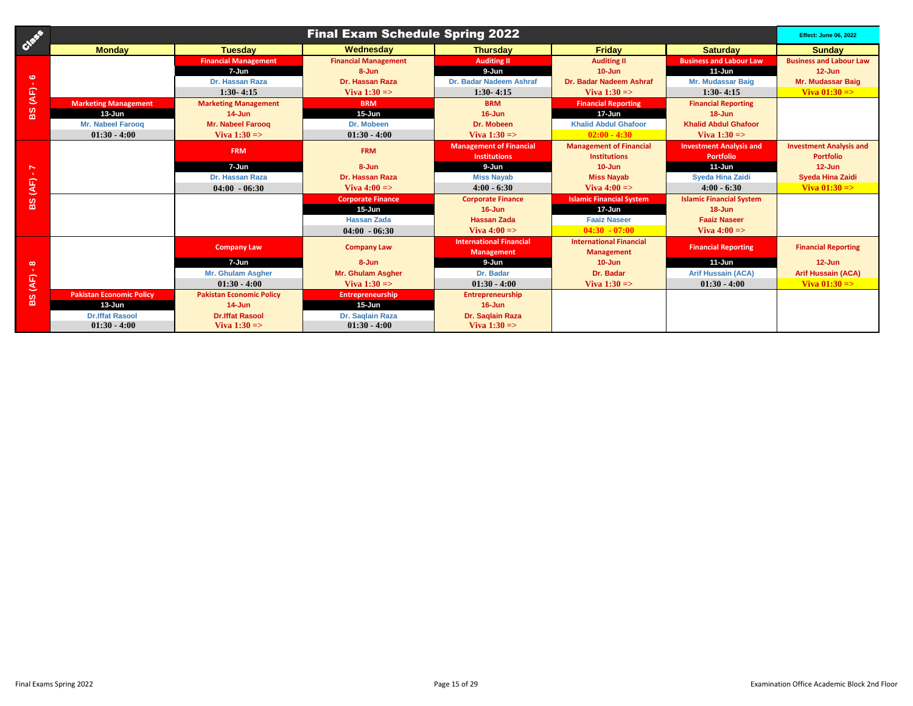# Final Exam Schedule Spring 2022

Effect: June 06, 2022

| Class | Monday | Tuesday | Wednesday | Thursday | Friday | Saturday | Sunday |
|---|---|---|---|---|---|---|---|
| BS (AF) - 6 | | Financial Management<br>7-Jun<br>Dr. Hassan Raza<br>1:30- 4:15 | Financial Management<br>8-Jun<br>Dr. Hassan Raza<br>Viva 1:30 => | Auditing II<br>9-Jun<br>Dr. Badar Nadeem Ashraf<br>1:30- 4:15 | Auditing II<br>10-Jun<br>Dr. Badar Nadeem Ashraf<br>Viva 1:30 => | Business and Labour Law<br>11-Jun<br>Mr. Mudassar Baig<br>1:30- 4:15 | Business and Labour Law<br>12-Jun<br>Mr. Mudassar Baig<br>Viva 01:30 => |
| BS (AF) - 6 | Marketing Management<br>13-Jun<br>Mr. Nabeel Farooq<br>01:30 - 4:00 | Marketing Management<br>14-Jun<br>Mr. Nabeel Farooq<br>Viva 1:30 => | BRM<br>15-Jun<br>Dr. Mobeen<br>01:30 - 4:00 | BRM<br>16-Jun<br>Dr. Mobeen<br>Viva 1:30 => | Financial Reporting<br>17-Jun<br>Khalid Abdul Ghafoor<br>02:00 - 4:30 | Financial Reporting<br>18-Jun<br>Khalid Abdul Ghafoor<br>Viva 1:30 => | |
| BS (AF) - 7 | | FRM<br>7-Jun<br>Dr. Hassan Raza<br>04:00 - 06:30 | FRM<br>8-Jun<br>Dr. Hassan Raza<br>Viva 4:00 => | Management of Financial Institutions<br>9-Jun<br>Miss Nayab<br>4:00 - 6:30 | Management of Financial Institutions<br>10-Jun<br>Miss Nayab<br>Viva 4:00 => | Investment Analysis and Portfolio<br>11-Jun<br>Syeda Hina Zaidi<br>4:00 - 6:30 | Investment Analysis and Portfolio<br>12-Jun<br>Syeda Hina Zaidi<br>Viva 01:30 => |
| BS (AF) - 7 | | | Corporate Finance<br>15-Jun<br>Hassan Zada<br>04:00 - 06:30 | Corporate Finance<br>16-Jun<br>Hassan Zada<br>Viva 4:00 => | Islamic Financial System<br>17-Jun<br>Faaiz Naseer<br>04:30 - 07:00 | Islamic Financial System<br>18-Jun<br>Faaiz Naseer<br>Viva 4:00 => | |
| BS (AF) - 8 | | Company Law<br>7-Jun<br>Mr. Ghulam Asgher<br>01:30 - 4:00 | Company Law<br>8-Jun<br>Mr. Ghulam Asgher<br>Viva 1:30 => | International Financial Management<br>9-Jun<br>Dr. Badar<br>01:30 - 4:00 | International Financial Management<br>10-Jun<br>Dr. Badar<br>Viva 1:30 => | Financial Reporting<br>11-Jun<br>Arif Hussain (ACA)<br>01:30 - 4:00 | Financial Reporting<br>12-Jun<br>Arif Hussain (ACA)<br>Viva 01:30 => |
| BS (AF) - 8 | Pakistan Economic Policy<br>13-Jun<br>Dr.Iffat Rasool<br>01:30 - 4:00 | Pakistan Economic Policy<br>14-Jun<br>Dr.Iffat Rasool<br>Viva 1:30 => | Entrepreneurship<br>15-Jun<br>Dr. Saqlain Raza<br>01:30 - 4:00 | Entrepreneurship<br>16-Jun<br>Dr. Saqlain Raza<br>Viva 1:30 => | | | |

Final Exams Spring 2022

Examination Office Academic Block 2nd Floor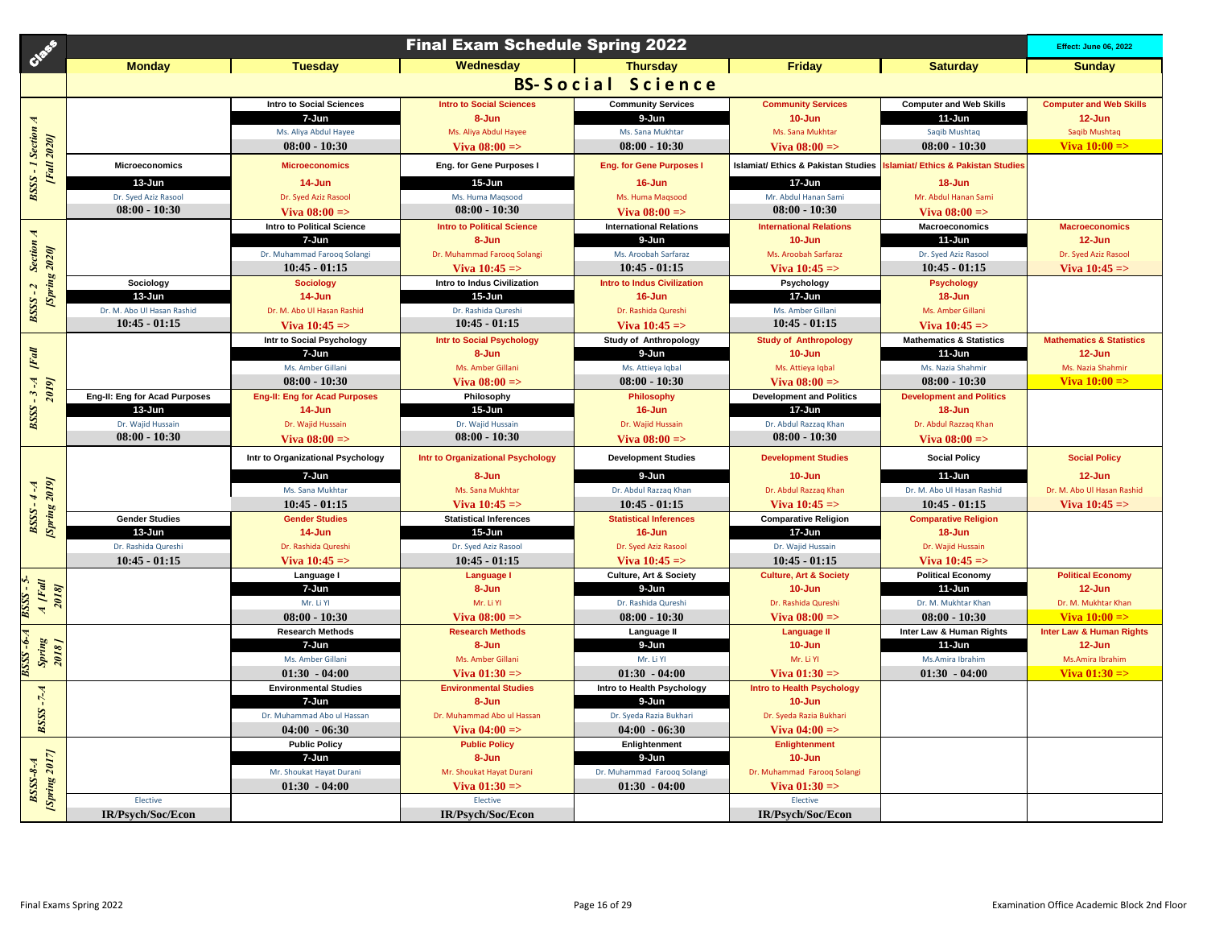# Final Exam Schedule Spring 2022

Effect: June 06, 2022

## BS-Social Science

| Class | Monday | Tuesday | Wednesday | Thursday | Friday | Saturday | Sunday |
|---|---|---|---|---|---|---|---|
| BSSS - 1 Section A [Fall 2020] | | Intro to Social Sciences<br>7-Jun<br>Ms. Aliya Abdul Hayee<br>08:00 - 10:30 | Intro to Social Sciences<br>8-Jun<br>Ms. Aliya Abdul Hayee<br>Viva 08:00 => | Community Services<br>9-Jun<br>Ms. Sana Mukhtar<br>08:00 - 10:30 | Community Services<br>10-Jun<br>Ms. Sana Mukhtar<br>Viva 08:00 => | Computer and Web Skills<br>11-Jun<br>Saqib Mushtaq<br>08:00 - 10:30 | Computer and Web Skills<br>12-Jun<br>Saqib Mushtaq<br>Viva 10:00 => |
| | Microeconomics<br>13-Jun<br>Dr. Syed Aziz Rasool<br>08:00 - 10:30 | Microeconomics<br>14-Jun<br>Dr. Syed Aziz Rasool<br>Viva 08:00 => | Eng. for Gene Purposes I<br>15-Jun<br>Ms. Huma Maqsood<br>08:00 - 10:30 | Eng. for Gene Purposes I<br>16-Jun<br>Ms. Huma Maqsood<br>Viva 08:00 => | Islamiat/ Ethics & Pakistan Studies<br>17-Jun<br>Mr. Abdul Hanan Sami<br>08:00 - 10:30 | Islamiat/ Ethics & Pakistan Studies<br>18-Jun<br>Mr. Abdul Hanan Sami<br>Viva 08:00 => | |
| BSSS - 2 Section A [Spring 2020] | | Intro to Political Science<br>7-Jun<br>Dr. Muhammad Farooq Solangi<br>10:45 - 01:15 | Intro to Political Science<br>8-Jun<br>Dr. Muhammad Farooq Solangi<br>Viva 10:45 => | International Relations<br>9-Jun<br>Ms. Aroobah Sarfaraz<br>10:45 - 01:15 | International Relations<br>10-Jun<br>Ms. Aroobah Sarfaraz<br>Viva 10:45 => | Macroeconomics<br>11-Jun<br>Dr. Syed Aziz Rasool<br>10:45 - 01:15 | Macroeconomics<br>12-Jun<br>Dr. Syed Aziz Rasool<br>Viva 10:45 => |
| | Sociology<br>13-Jun<br>Dr. M. Abo Ul Hasan Rashid<br>10:45 - 01:15 | Sociology<br>14-Jun<br>Dr. M. Abo Ul Hasan Rashid<br>Viva 10:45 => | Intro to Indus Civilization<br>15-Jun<br>Dr. Rashida Qureshi<br>10:45 - 01:15 | Intro to Indus Civilization<br>16-Jun<br>Dr. Rashida Qureshi<br>Viva 10:45 => | Psychology<br>17-Jun<br>Ms. Amber Gillani<br>10:45 - 01:15 | Psychology<br>18-Jun<br>Ms. Amber Gillani<br>Viva 10:45 => | |
| BSSS - 3 -A [Fall 2019] | | Intr to Social Psychology<br>7-Jun<br>Ms. Amber Gillani<br>08:00 - 10:30 | Intr to Social Psychology<br>8-Jun<br>Ms. Amber Gillani<br>Viva 08:00 => | Study of Anthropology<br>9-Jun<br>Ms. Attieya Iqbal<br>08:00 - 10:30 | Study of Anthropology<br>10-Jun<br>Ms. Attieya Iqbal<br>Viva 08:00 => | Mathematics & Statistics<br>11-Jun<br>Ms. Nazia Shahmir<br>08:00 - 10:30 | Mathematics & Statistics<br>12-Jun<br>Ms. Nazia Shahmir<br>Viva 10:00 => |
| | Eng-II: Eng for Acad Purposes<br>13-Jun<br>Dr. Wajid Hussain<br>08:00 - 10:30 | Eng-II: Eng for Acad Purposes<br>14-Jun<br>Dr. Wajid Hussain<br>Viva 08:00 => | Philosophy<br>15-Jun<br>Dr. Wajid Hussain<br>08:00 - 10:30 | Philosophy<br>16-Jun<br>Dr. Wajid Hussain<br>Viva 08:00 => | Development and Politics<br>17-Jun<br>Dr. Abdul Razzaq Khan<br>08:00 - 10:30 | Development and Politics<br>18-Jun<br>Dr. Abdul Razzaq Khan<br>Viva 08:00 => | |
| BSSS - 4 -A [Spring 2019] | | Intr to Organizational Psychology<br>7-Jun<br>Ms. Sana Mukhtar<br>10:45 - 01:15 | Intr to Organizational Psychology<br>8-Jun<br>Ms. Sana Mukhtar<br>Viva 10:45 => | Development Studies<br>9-Jun<br>Dr. Abdul Razzaq Khan<br>10:45 - 01:15 | Development Studies<br>10-Jun<br>Dr. Abdul Razzaq Khan<br>Viva 10:45 => | Social Policy<br>11-Jun<br>Dr. M. Abo Ul Hasan Rashid<br>10:45 - 01:15 | Social Policy<br>12-Jun<br>Dr. M. Abo Ul Hasan Rashid<br>Viva 10:45 => |
| | Gender Studies<br>13-Jun<br>Dr. Rashida Qureshi<br>10:45 - 01:15 | Gender Studies<br>14-Jun<br>Dr. Rashida Qureshi<br>Viva 10:45 => | Statistical Inferences<br>15-Jun<br>Dr. Syed Aziz Rasool<br>10:45 - 01:15 | Statistical Inferences<br>16-Jun<br>Dr. Syed Aziz Rasool<br>Viva 10:45 => | Comparative Religion<br>17-Jun<br>Dr. Wajid Hussain<br>10:45 - 01:15 | Comparative Religion<br>18-Jun<br>Dr. Wajid Hussain<br>Viva 10:45 => | |
| BSSS - 5-A [Fall 2018] | | Language I<br>7-Jun<br>Mr. Li YI<br>08:00 - 10:30 | Language I<br>8-Jun<br>Mr. Li YI<br>Viva 08:00 => | Culture, Art & Society<br>9-Jun<br>Dr. Rashida Qureshi<br>08:00 - 10:30 | Culture, Art & Society<br>10-Jun<br>Dr. Rashida Qureshi<br>Viva 08:00 => | Political Economy<br>11-Jun<br>Dr. M. Mukhtar Khan<br>08:00 - 10:30 | Political Economy<br>12-Jun<br>Dr. M. Mukhtar Khan<br>Viva 10:00 => |
| BSSS -6-A Spring 2018 ] | | Research Methods<br>7-Jun<br>Ms. Amber Gillani<br>01:30 - 04:00 | Research Methods<br>8-Jun<br>Ms. Amber Gillani<br>Viva 01:30 => | Language II<br>9-Jun<br>Mr. Li YI<br>01:30 - 04:00 | Language II<br>10-Jun<br>Mr. Li YI<br>Viva 01:30 => | Inter Law & Human Rights<br>11-Jun<br>Ms.Amira Ibrahim<br>01:30 - 04:00 | Inter Law & Human Rights<br>12-Jun<br>Ms.Amira Ibrahim<br>Viva 01:30 => |
| BSSS -7-A | | Environmental Studies<br>7-Jun<br>Dr. Muhammad Abo ul Hassan<br>04:00 - 06:30 | Environmental Studies<br>8-Jun<br>Dr. Muhammad Abo ul Hassan<br>Viva 04:00 => | Intro to Health Psychology<br>9-Jun<br>Dr. Syeda Razia Bukhari<br>04:00 - 06:30 | Intro to Health Psychology<br>10-Jun<br>Dr. Syeda Razia Bukhari<br>Viva 04:00 => | | |
| BSSS-8-A [Spring 2017] | | Public Policy<br>7-Jun<br>Mr. Shoukat Hayat Durani<br>01:30 - 04:00 | Public Policy<br>8-Jun<br>Mr. Shoukat Hayat Durani<br>Viva 01:30 => | Enlightenment<br>9-Jun<br>Dr. Muhammad Farooq Solangi<br>01:30 - 04:00 | Enlightenment<br>10-Jun<br>Dr. Muhammad Farooq Solangi<br>Viva 01:30 => | | |
| | Elective<br>IR/Psych/Soc/Econ | | Elective<br>IR/Psych/Soc/Econ | | Elective<br>IR/Psych/Soc/Econ | | |

Final Exams Spring 2022

Examination Office Academic Block 2nd Floor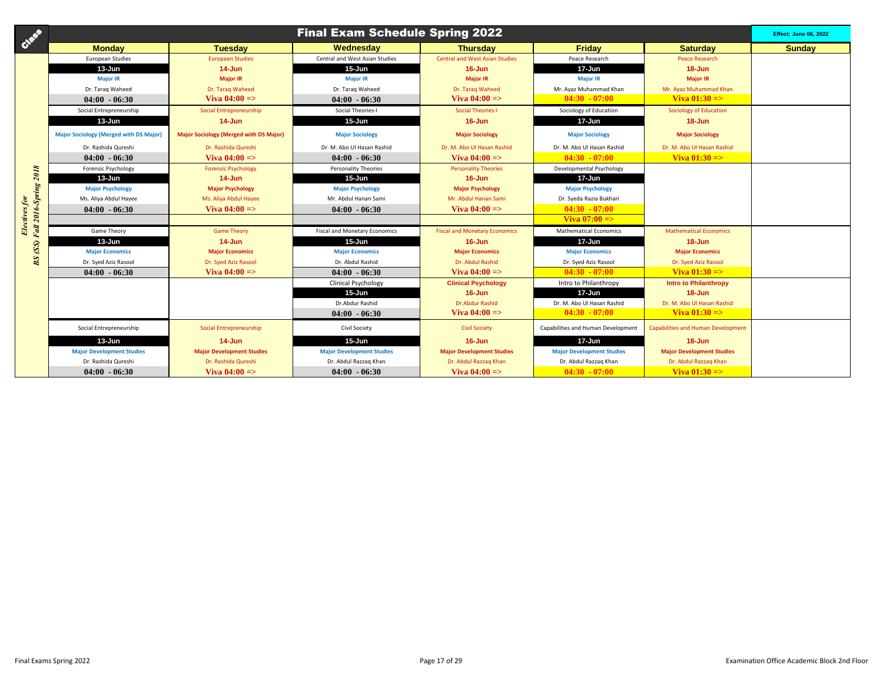# Final Exam Schedule Spring 2022

Effect: June 06, 2022

Class: BS (SS) Fall 2016-Spring 2018 — *Electives for*

| Monday | Tuesday | Wednesday | Thursday | Friday | Saturday | Sunday |
|---|---|---|---|---|---|---|
| European Studies<br>13-Jun<br>Major IR<br>Dr. Taraq Waheed<br>04:00 - 06:30 | European Studies<br>14-Jun<br>Major IR<br>Dr. Taraq Waheed<br>Viva 04:00 => | Central and West Asian Studies<br>15-Jun<br>Major IR<br>Dr. Taraq Waheed<br>04:00 - 06:30 | Central and West Asian Studies<br>16-Jun<br>Major IR<br>Dr. Taraq Waheed<br>Viva 04:00 => | Peace Research<br>17-Jun<br>Major IR<br>Mr. Ayaz Muhammad Khan<br>04:30 - 07:00 | Peace Research<br>18-Jun<br>Major IR<br>Mr. Ayaz Muhammad Khan<br>Viva 01:30 => | |
| Social Entrepreneurship<br>13-Jun<br>Major Sociology (Merged with DS Major)<br>Dr. Rashida Qureshi<br>04:00 - 06:30 | Social Entrepreneurship<br>14-Jun<br>Major Sociology (Merged with DS Major)<br>Dr. Rashida Qureshi<br>Viva 04:00 => | Social Theories-I<br>15-Jun<br>Major Sociology<br>Dr. M. Abo Ul Hasan Rashid<br>04:00 - 06:30 | Social Theories-I<br>16-Jun<br>Major Sociology<br>Dr. M. Abo Ul Hasan Rashid<br>Viva 04:00 => | Sociology of Education<br>17-Jun<br>Major Sociology<br>Dr. M. Abo Ul Hasan Rashid<br>04:30 - 07:00 | Sociology of Education<br>18-Jun<br>Major Sociology<br>Dr. M. Abo Ul Hasan Rashid<br>Viva 01:30 => | |
| Forensic Psychology<br>13-Jun<br>Major Psychology<br>Ms. Aliya Abdul Hayee<br>04:00 - 06:30 | Forensic Psychology<br>14-Jun<br>Major Psychology<br>Ms. Aliya Abdul Hayee<br>Viva 04:00 => | Personality Theories<br>15-Jun<br>Major Psychology<br>Mr. Abdul Hanan Sami<br>04:00 - 06:30 | Personality Theories<br>16-Jun<br>Major Psychology<br>Mr. Abdul Hanan Sami<br>Viva 04:00 => | Developmental Psychology<br>17-Jun<br>Major Psychology<br>Dr. Syeda Razia Bukhari<br>04:30 - 07:00<br>Viva 07:00 => | | |
| Game Theory<br>13-Jun<br>Major Economics<br>Dr. Syed Aziz Rasool<br>04:00 - 06:30 | Game Theory<br>14-Jun<br>Major Economics<br>Dr. Syed Aziz Rasool<br>Viva 04:00 => | Fiscal and Monetary Economics<br>15-Jun<br>Major Economics<br>Dr. Abdul Rashid<br>04:00 - 06:30 | Fiscal and Monetary Economics<br>16-Jun<br>Major Economics<br>Dr. Abdul Rashid<br>Viva 04:00 => | Mathematical Economics<br>17-Jun<br>Major Economics<br>Dr. Syed Aziz Rasool<br>04:30 - 07:00 | Mathematical Economics<br>18-Jun<br>Major Economics<br>Dr. Syed Aziz Rasool<br>Viva 01:30 => | |
| | | Clinical Psychology<br>15-Jun<br>Dr.Abdur Rashid<br>04:00 - 06:30 | Clinical Psychology<br>16-Jun<br>Dr.Abdur Rashid<br>Viva 04:00 => | Intro to Philanthropy<br>17-Jun<br>Dr. M. Abo Ul Hasan Rashid<br>04:30 - 07:00 | Intro to Philanthropy<br>18-Jun<br>Dr. M. Abo Ul Hasan Rashid<br>Viva 01:30 => | |
| Social Entrepreneurship<br>13-Jun<br>Major Development Studies<br>Dr. Rashida Qureshi<br>04:00 - 06:30 | Social Entrepreneurship<br>14-Jun<br>Major Development Studies<br>Dr. Rashida Qureshi<br>Viva 04:00 => | Civil Society<br>15-Jun<br>Major Development Studies<br>Dr. Abdul Razzaq Khan<br>04:00 - 06:30 | Civil Society<br>16-Jun<br>Major Development Studies<br>Dr. Abdul Razzaq Khan<br>Viva 04:00 => | Capabilities and Human Development<br>17-Jun<br>Major Development Studies<br>Dr. Abdul Razzaq Khan<br>04:30 - 07:00 | Capabilities and Human Development<br>18-Jun<br>Major Development Studies<br>Dr. Abdul Razzaq Khan<br>Viva 01:30 => | |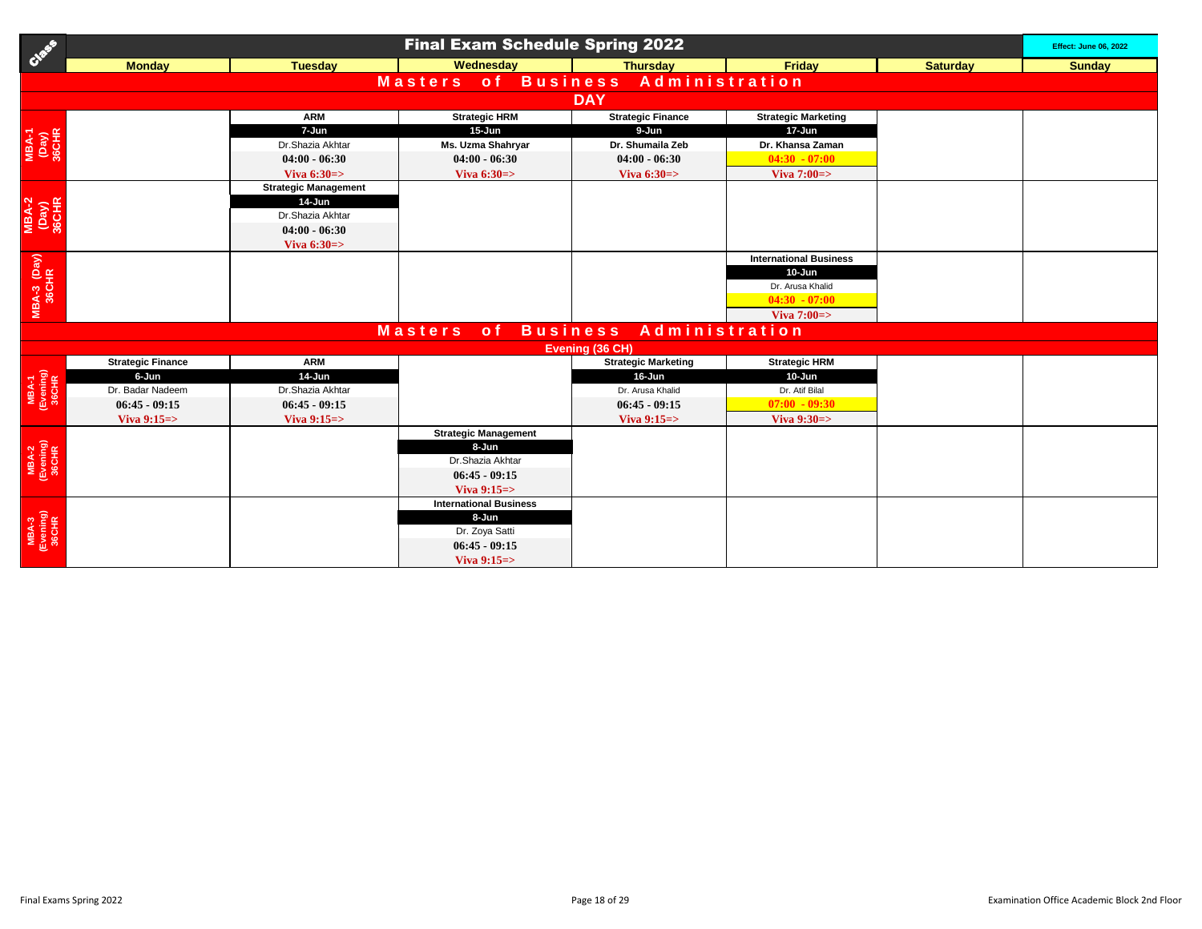# Final Exam Schedule Spring 2022

Effect: June 06, 2022

| Class | Monday | Tuesday | Wednesday | Thursday | Friday | Saturday | Sunday |
|---|---|---|---|---|---|---|---|
| **Masters of Business Administration** | | | | | | | |
| **DAY** | | | | | | | |
| MBA-1 (Day) 36CHR | | ARM<br>7-Jun<br>Dr.Shazia Akhtar<br>04:00 - 06:30<br>Viva 6:30=> | Strategic HRM<br>15-Jun<br>Ms. Uzma Shahryar<br>04:00 - 06:30<br>Viva 6:30=> | Strategic Finance<br>9-Jun<br>Dr. Shumaila Zeb<br>04:00 - 06:30<br>Viva 6:30=> | Strategic Marketing<br>17-Jun<br>Dr. Khansa Zaman<br>04:30 - 07:00<br>Viva 7:00=> | | |
| MBA-2 (Day) 36CHR | | Strategic Management<br>14-Jun<br>Dr.Shazia Akhtar<br>04:00 - 06:30<br>Viva 6:30=> | | | | | |
| MBA-3 (Day) 36CHR | | | | | International Business<br>10-Jun<br>Dr. Arusa Khalid<br>04:30 - 07:00<br>Viva 7:00=> | | |
| **Masters of Business Administration** | | | | | | | |
| **Evening (36 CH)** | | | | | | | |
| MBA-1 (Evening) 36CHR | Strategic Finance<br>6-Jun<br>Dr. Badar Nadeem<br>06:45 - 09:15<br>Viva 9:15=> | ARM<br>14-Jun<br>Dr.Shazia Akhtar<br>06:45 - 09:15<br>Viva 9:15=> | | Strategic Marketing<br>16-Jun<br>Dr. Arusa Khalid<br>06:45 - 09:15<br>Viva 9:15=> | Strategic HRM<br>10-Jun<br>Dr. Atif Bilal<br>07:00 - 09:30<br>Viva 9:30=> | | |
| MBA-2 (Evening) 36CHR | | | Strategic Management<br>8-Jun<br>Dr.Shazia Akhtar<br>06:45 - 09:15<br>Viva 9:15=> | | | | |
| MBA-3 (Evening) 36CHR | | | International Business<br>8-Jun<br>Dr. Zoya Satti<br>06:45 - 09:15<br>Viva 9:15=> | | | | |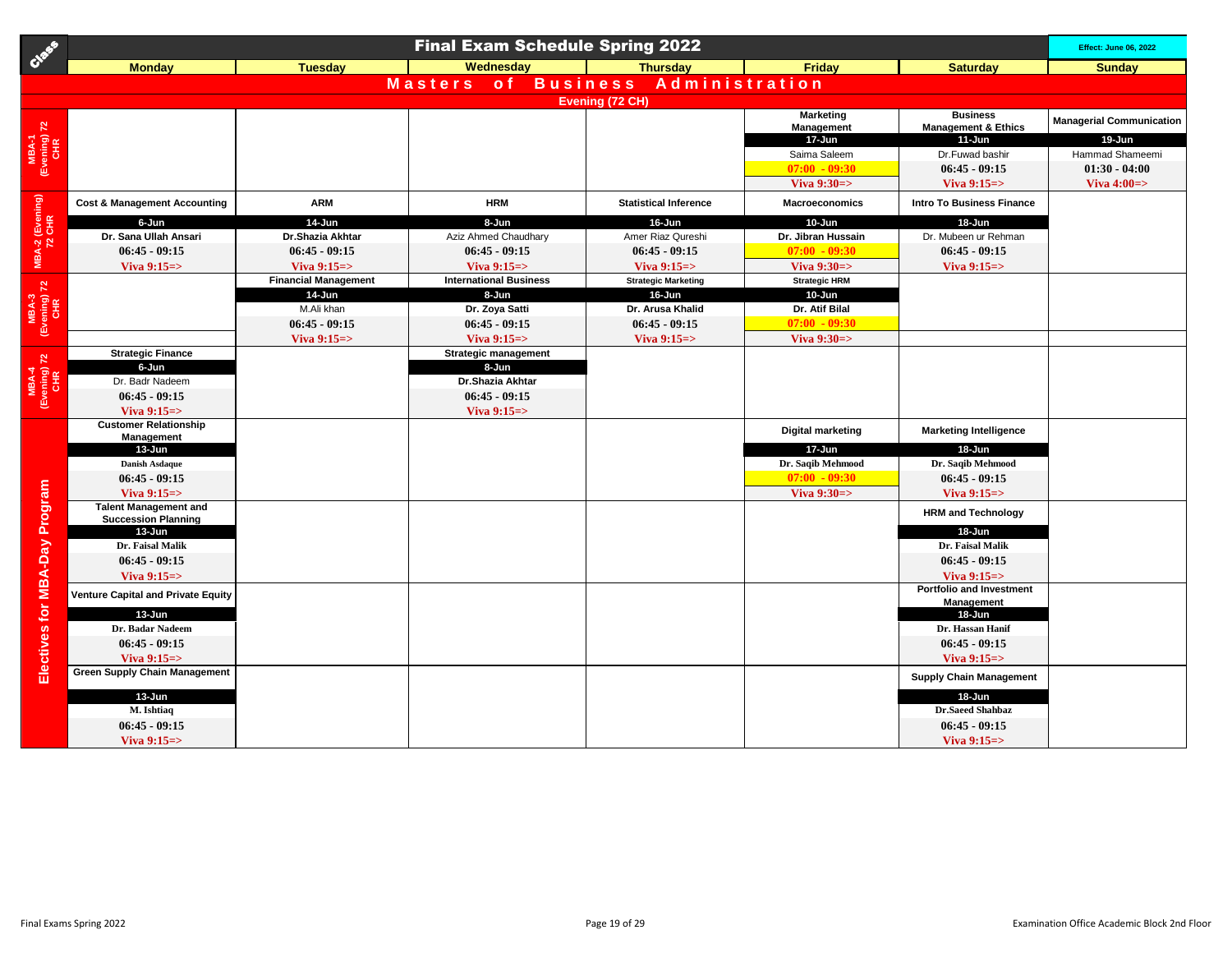# Final Exam Schedule Spring 2022

Effect: June 06, 2022

## Masters of Business Administration

### Evening (72 CH)

| Class | Monday | Tuesday | Wednesday | Thursday | Friday | Saturday | Sunday |
|---|---|---|---|---|---|---|---|
| MBA-1 (Evening) 72 CHR | | | | | Marketing Management<br>17-Jun<br>Saima Saleem<br>07:00 - 09:30<br>Viva 9:30=> | Business Management & Ethics<br>11-Jun<br>Dr.Fuwad bashir<br>06:45 - 09:15<br>Viva 9:15=> | Managerial Communication<br>19-Jun<br>Hammad Shameemi<br>01:30 - 04:00<br>Viva 4:00=> |
| MBA-2 (Evening) 72 CHR | Cost & Management Accounting<br>6-Jun<br>Dr. Sana Ullah Ansari<br>06:45 - 09:15<br>Viva 9:15=> | ARM<br>14-Jun<br>Dr.Shazia Akhtar<br>06:45 - 09:15<br>Viva 9:15=> | HRM<br>8-Jun<br>Aziz Ahmed Chaudhary<br>06:45 - 09:15<br>Viva 9:15=> | Statistical Inference<br>16-Jun<br>Amer Riaz Qureshi<br>06:45 - 09:15<br>Viva 9:15=> | Macroeconomics<br>10-Jun<br>Dr. Jibran Hussain<br>07:00 - 09:30<br>Viva 9:30=> | Intro To Business Finance<br>18-Jun<br>Dr. Mubeen ur Rehman<br>06:45 - 09:15<br>Viva 9:15=> | |
| MBA-3 (Evening) 72 CHR | | Financial Management<br>14-Jun<br>M.Ali khan<br>06:45 - 09:15<br>Viva 9:15=> | International Business<br>8-Jun<br>Dr. Zoya Satti<br>06:45 - 09:15<br>Viva 9:15=> | Strategic Marketing<br>16-Jun<br>Dr. Arusa Khalid<br>06:45 - 09:15<br>Viva 9:15=> | Strategic HRM<br>10-Jun<br>Dr. Atif Bilal<br>07:00 - 09:30<br>Viva 9:30=> | | |
| MBA-4 (Evening) 72 CHR | Strategic Finance<br>6-Jun<br>Dr. Badr Nadeem<br>06:45 - 09:15<br>Viva 9:15=> | | Strategic management<br>8-Jun<br>Dr.Shazia Akhtar<br>06:45 - 09:15<br>Viva 9:15=> | | | | |
| Electives for MBA-Day Program | Customer Relationship Management<br>13-Jun<br>Danish Asdaque<br>06:45 - 09:15<br>Viva 9:15=> | | | | Digital marketing<br>17-Jun<br>Dr. Saqib Mehmood<br>07:00 - 09:30<br>Viva 9:30=> | Marketing Intelligence<br>18-Jun<br>Dr. Saqib Mehmood<br>06:45 - 09:15<br>Viva 9:15=> | |
| Electives for MBA-Day Program | Talent Management and Succession Planning<br>13-Jun<br>Dr. Faisal Malik<br>06:45 - 09:15<br>Viva 9:15=> | | | | | HRM and Technology<br>18-Jun<br>Dr. Faisal Malik<br>06:45 - 09:15<br>Viva 9:15=> | |
| Electives for MBA-Day Program | Venture Capital and Private Equity<br>13-Jun<br>Dr. Badar Nadeem<br>06:45 - 09:15<br>Viva 9:15=> | | | | | Portfolio and Investment Management<br>18-Jun<br>Dr. Hassan Hanif<br>06:45 - 09:15<br>Viva 9:15=> | |
| Electives for MBA-Day Program | Green Supply Chain Management<br>13-Jun<br>M. Ishtiaq<br>06:45 - 09:15<br>Viva 9:15=> | | | | | Supply Chain Management<br>18-Jun<br>Dr.Saeed Shahbaz<br>06:45 - 09:15<br>Viva 9:15=> | |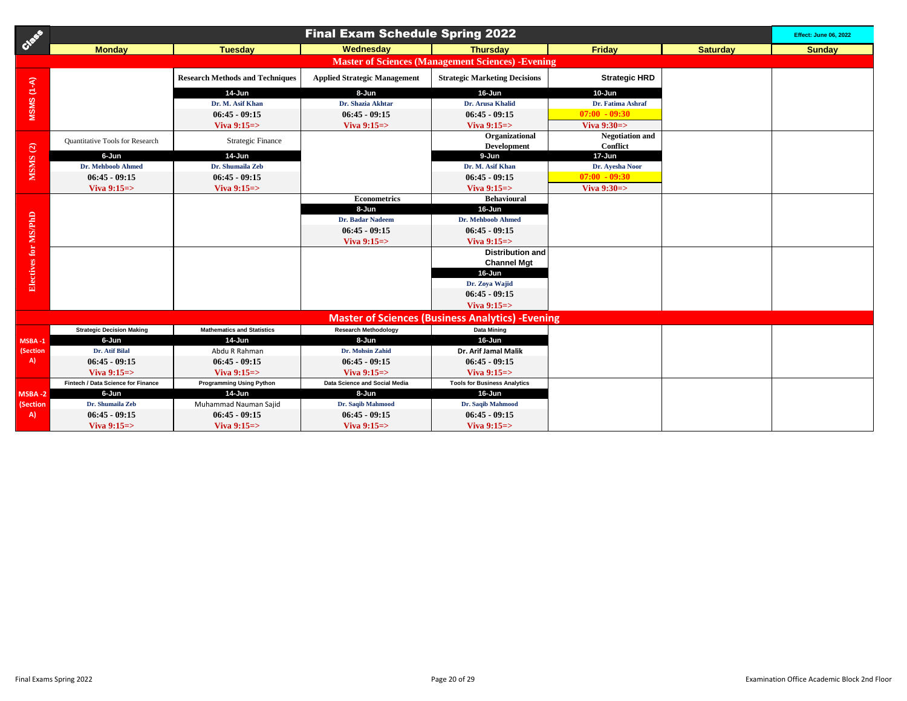# Final Exam Schedule Spring 2022

Effect: June 06, 2022

| Class | Monday | Tuesday | Wednesday | Thursday | Friday | Saturday | Sunday |
|---|---|---|---|---|---|---|---|
| **Master of Sciences (Management Sciences) -Evening** | | | | | | | |
| MSMS (1-A) | | Research Methods and Techniques<br>14-Jun<br>Dr. M. Asif Khan<br>06:45 - 09:15<br>Viva 9:15=> | Applied Strategic Management<br>8-Jun<br>Dr. Shazia Akhtar<br>06:45 - 09:15<br>Viva 9:15=> | Strategic Marketing Decisions<br>16-Jun<br>Dr. Arusa Khalid<br>06:45 - 09:15<br>Viva 9:15=> | Strategic HRD<br>10-Jun<br>Dr. Fatima Ashraf<br>07:00 - 09:30<br>Viva 9:30=> | | |
| MSMS (2) | Quantitative Tools for Research<br>6-Jun<br>Dr. Mehboob Ahmed<br>06:45 - 09:15<br>Viva 9:15=> | Strategic Finance<br>14-Jun<br>Dr. Shumaila Zeb<br>06:45 - 09:15<br>Viva 9:15=> | | Organizational Development<br>9-Jun<br>Dr. M. Asif Khan<br>06:45 - 09:15<br>Viva 9:15=> | Negotiation and Conflict<br>17-Jun<br>Dr. Ayesha Noor<br>07:00 - 09:30<br>Viva 9:30=> | | |
| Electives for MS/PhD | | | Econometrics<br>8-Jun<br>Dr. Badar Nadeem<br>06:45 - 09:15<br>Viva 9:15=> | Behavioural<br>16-Jun<br>Dr. Mehboob Ahmed<br>06:45 - 09:15<br>Viva 9:15=> | | | |
| Electives for MS/PhD | | | | Distribution and Channel Mgt<br>16-Jun<br>Dr. Zoya Wajid<br>06:45 - 09:15<br>Viva 9:15=> | | | |
| **Master of Sciences (Business Analytics) -Evening** | | | | | | | |
| MSBA -1 (Section A) | Strategic Decision Making<br>6-Jun<br>Dr. Atif Bilal<br>06:45 - 09:15<br>Viva 9:15=> | Mathematics and Statistics<br>14-Jun<br>Abdu R Rahman<br>06:45 - 09:15<br>Viva 9:15=> | Research Methodology<br>8-Jun<br>Dr. Mohsin Zahid<br>06:45 - 09:15<br>Viva 9:15=> | Data Mining<br>16-Jun<br>Dr. Arif Jamal Malik<br>06:45 - 09:15<br>Viva 9:15=> | | | |
| MSBA -2 (Section A) | Fintech / Data Science for Finance<br>6-Jun<br>Dr. Shumaila Zeb<br>06:45 - 09:15<br>Viva 9:15=> | Programming Using Python<br>14-Jun<br>Muhammad Nauman Sajid<br>06:45 - 09:15<br>Viva 9:15=> | Data Science and Social Media<br>8-Jun<br>Dr. Saqib Mahmood<br>06:45 - 09:15<br>Viva 9:15=> | Tools for Business Analytics<br>16-Jun<br>Dr. Saqib Mahmood<br>06:45 - 09:15<br>Viva 9:15=> | | | |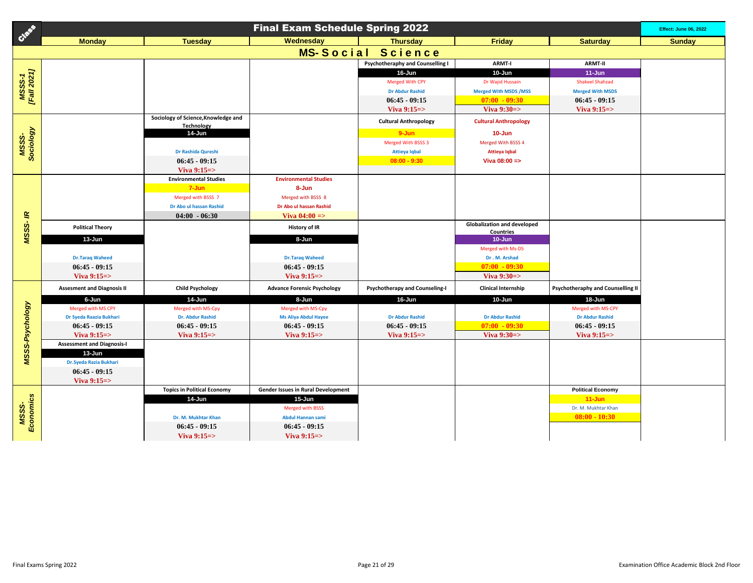# Final Exam Schedule Spring 2022

Effect: June 06, 2022

## MS-Social Science

| Class | Monday | Tuesday | Wednesday | Thursday | Friday | Saturday | Sunday |
|---|---|---|---|---|---|---|---|
| MSSS-1 [Fall 2021] | | | | Psychotherapy and Counselling I<br>16-Jun<br>Merged With CPY<br>Dr Abdur Rashid<br>06:45 - 09:15<br>Viva 9:15=> | ARMT-I<br>10-Jun<br>Dr Wajid Hussain<br>Merged With MSDS /MSS<br>07:00 - 09:30<br>Viva 9:30=> | ARMT-II<br>11-Jun<br>Shakeel Shahzad<br>Merged With MSDS<br>06:45 - 09:15<br>Viva 9:15=> | |
| MSSS-Sociology | | Sociology of Science,Knowledge and Technology<br>14-Jun<br>Dr Rashida Qureshi<br>06:45 - 09:15<br>Viva 9:15=> | | Cultural Anthropology<br>9-Jun<br>Merged With BSSS 3<br>Attieya Iqbal<br>08:00 - 9:30 | Cultural Anthropology<br>10-Jun<br>Merged With BSSS 4<br>Attieya Iqbal<br>Viva 08:00 => | | |
| MSSS-IR | | Environmental Studies<br>7-Jun<br>Merged with BSSS 7<br>Dr Abo ul hassan Rashid<br>04:00 - 06:30 | Environmental Studies<br>8-Jun<br>Merged with BSSS 8<br>Dr Abo ul hassan Rashid<br>Viva 04:00 => | | | | |
| MSSS-IR | Political Theory<br>13-Jun<br>Dr.Taraq Waheed<br>06:45 - 09:15<br>Viva 9:15=> | | History of IR<br>8-Jun<br>Dr.Taraq Waheed<br>06:45 - 09:15<br>Viva 9:15=> | | Globalization and developed Countries<br>10-Jun<br>Merged with Ms-DS<br>Dr . M. Arshad<br>07:00 - 09:30<br>Viva 9:30=> | | |
| MSSS-Psychology | Assesment and Diagnosis II<br>6-Jun<br>Merged with MS CPY<br>Dr Syeda Raazia Bukhari<br>06:45 - 09:15<br>Viva 9:15=> | Child Psychology<br>14-Jun<br>Merged with MS-Cpy<br>Dr. Abdur Rashid<br>06:45 - 09:15<br>Viva 9:15=> | Advance Forensic Psychology<br>8-Jun<br>Merged with MS-Cpy<br>Ms Aliya Abdul Hayee<br>06:45 - 09:15<br>Viva 9:15=> | Psychotherapy and Counseling-I<br>16-Jun<br>Dr Abdur Rashid<br>06:45 - 09:15<br>Viva 9:15=> | Clinical Internship<br>10-Jun<br>Dr Abdur Rashid<br>07:00 - 09:30<br>Viva 9:30=> | Psychotheraphy and Counselling II<br>18-Jun<br>Merged with MS-CPY<br>Dr Abdur Rashid<br>06:45 - 09:15<br>Viva 9:15=> | |
| MSSS-Psychology | Assessment and Diagnosis-I<br>13-Jun<br>Dr.Syeda Razia Bukhari<br>06:45 - 09:15<br>Viva 9:15=> | | | | | | |
| MSSS-Economics | | Topics in Political Economy<br>14-Jun<br>Dr. M. Mukhtar Khan<br>06:45 - 09:15<br>Viva 9:15=> | Gender Issues in Rural Development<br>15-Jun<br>Merged with BSSS<br>Abdul Hannan sami<br>06:45 - 09:15<br>Viva 9:15=> | | | Political Economy<br>11-Jun<br>Dr. M. Mukhtar Khan<br>08:00 - 10:30 | |

Final Exams Spring 2022 — Examination Office Academic Block 2nd Floor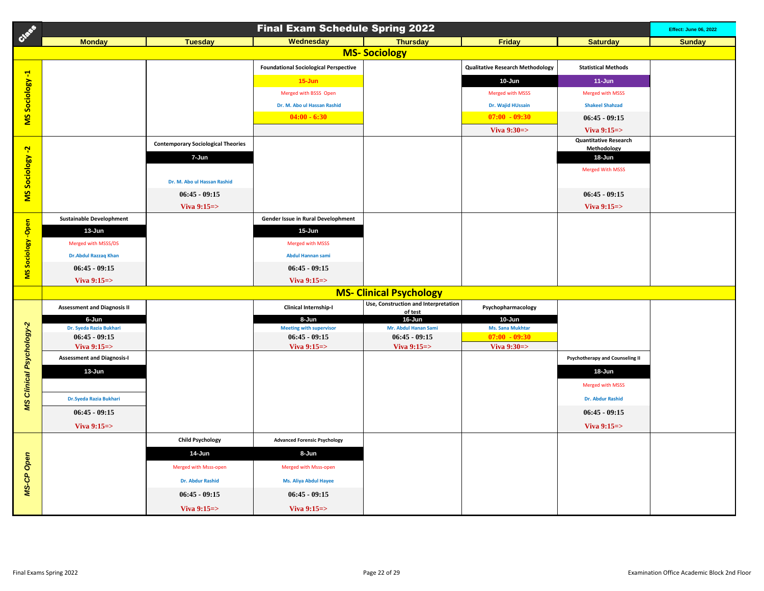# Final Exam Schedule Spring 2022

Effect: June 06, 2022

## MS- Sociology

| Class | Monday | Tuesday | Wednesday | Thursday | Friday | Saturday | Sunday |
|---|---|---|---|---|---|---|---|
| MS Sociology -1 | | | Foundational Sociological Perspective<br>15-Jun<br>Merged with BSSS Open<br>Dr. M. Abo ul Hassan Rashid<br>04:00 - 6:30 | | Qualitative Research Methodology<br>10-Jun<br>Merged with MSSS<br>Dr. Wajid HUssain<br>07:00 - 09:30<br>Viva 9:30=> | Statistical Methods<br>11-Jun<br>Merged with MSSS<br>Shakeel Shahzad<br>06:45 - 09:15<br>Viva 9:15=> | |
| MS Sociology -2 | | Contemporary Sociological Theories<br>7-Jun<br>Dr. M. Abo ul Hassan Rashid<br>06:45 - 09:15<br>Viva 9:15=> | | | | Quantitative Research Methodology<br>18-Jun<br>Merged With MSSS<br>06:45 - 09:15<br>Viva 9:15=> | |
| MS Sociology -Open | Sustainable Development<br>13-Jun<br>Merged with MSSS/DS<br>Dr.Abdul Razzaq Khan<br>06:45 - 09:15<br>Viva 9:15=> | | Gender Issue in Rural Development<br>15-Jun<br>Merged with MSSS<br>Abdul Hannan sami<br>06:45 - 09:15<br>Viva 9:15=> | | | | |

## MS- Clinical Psychology

| Class | Monday | Tuesday | Wednesday | Thursday | Friday | Saturday | Sunday |
|---|---|---|---|---|---|---|---|
| MS Clinical Psychology-2 | Assessment and Diagnosis II<br>6-Jun<br>Dr. Syeda Razia Bukhari<br>06:45 - 09:15<br>Viva 9:15=> | | Clinical Internship-I<br>8-Jun<br>Meeting with supervisor<br>06:45 - 09:15<br>Viva 9:15=> | Use, Construction and Interpretation of test<br>16-Jun<br>Mr. Abdul Hanan Sami<br>06:45 - 09:15<br>Viva 9:15=> | Psychopharmacology<br>10-Jun<br>Ms. Sana Mukhtar<br>07:00 - 09:30<br>Viva 9:30=> | | |
| MS Clinical Psychology-2 | Assessment and Diagnosis-I<br>13-Jun<br>Dr.Syeda Razia Bukhari<br>06:45 - 09:15<br>Viva 9:15=> | | | | | Psychotherapy and Counseling II<br>18-Jun<br>Merged with MSSS<br>Dr. Abdur Rashid<br>06:45 - 09:15<br>Viva 9:15=> | |
| MS-CP Open | | Child Psychology<br>14-Jun<br>Merged with Msss-open<br>Dr. Abdur Rashid<br>06:45 - 09:15<br>Viva 9:15=> | Advanced Forensic Psychology<br>8-Jun<br>Merged with Msss-open<br>Ms. Aliya Abdul Hayee<br>06:45 - 09:15<br>Viva 9:15=> | | | | |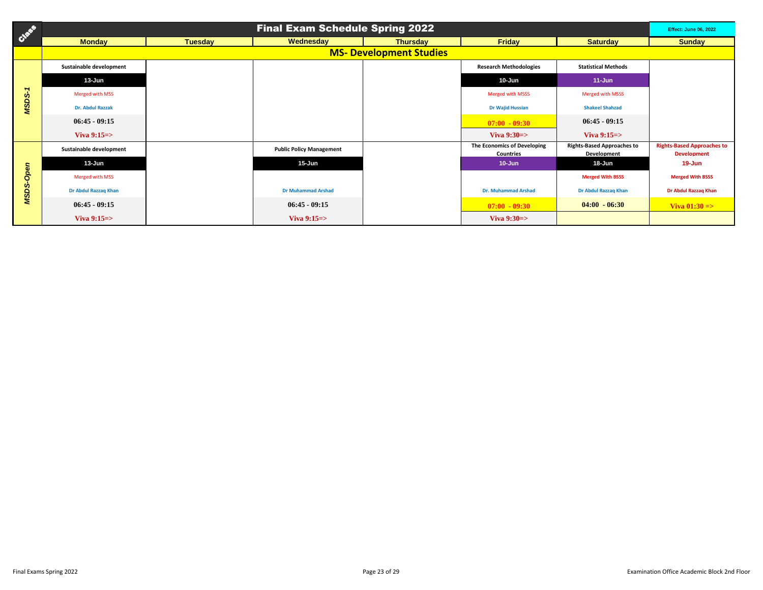# Final Exam Schedule Spring 2022

Effect: June 06, 2022

## MS- Development Studies

| Class | Monday | Tuesday | Wednesday | Thursday | Friday | Saturday | Sunday |
|---|---|---|---|---|---|---|---|
| MSDS-1 | Sustainable development | | | | Research Methodologies | Statistical Methods | |
| | 13-Jun | | | | 10-Jun | 11-Jun | |
| | Merged with MSS | | | | Merged with MSSS | Merged with MSSS | |
| | Dr. Abdul Razzak | | | | Dr Wajid Hussian | Shakeel Shahzad | |
| | 06:45 - 09:15 | | | | 07:00 - 09:30 | 06:45 - 09:15 | |
| | Viva 9:15=> | | | | Viva 9:30=> | Viva 9:15=> | |
| MSDS-Open | Sustainable development | | Public Policy Management | | The Economics of Developing Countries | Rights-Based Approaches to Development | Rights-Based Approaches to Development |
| | 13-Jun | | 15-Jun | | 10-Jun | 18-Jun | 19-Jun |
| | Merged with MSS | | | | | Merged With BSSS | Merged With BSSS |
| | Dr Abdul Razzaq Khan | | Dr Muhammad Arshad | | Dr. Muhammad Arshad | Dr Abdul Razzaq Khan | Dr Abdul Razzaq Khan |
| | 06:45 - 09:15 | | 06:45 - 09:15 | | 07:00 - 09:30 | 04:00 - 06:30 | Viva 01:30 => |
| | Viva 9:15=> | | Viva 9:15=> | | Viva 9:30=> | | |

Final Exams Spring 2022

Examination Office Academic Block 2nd Floor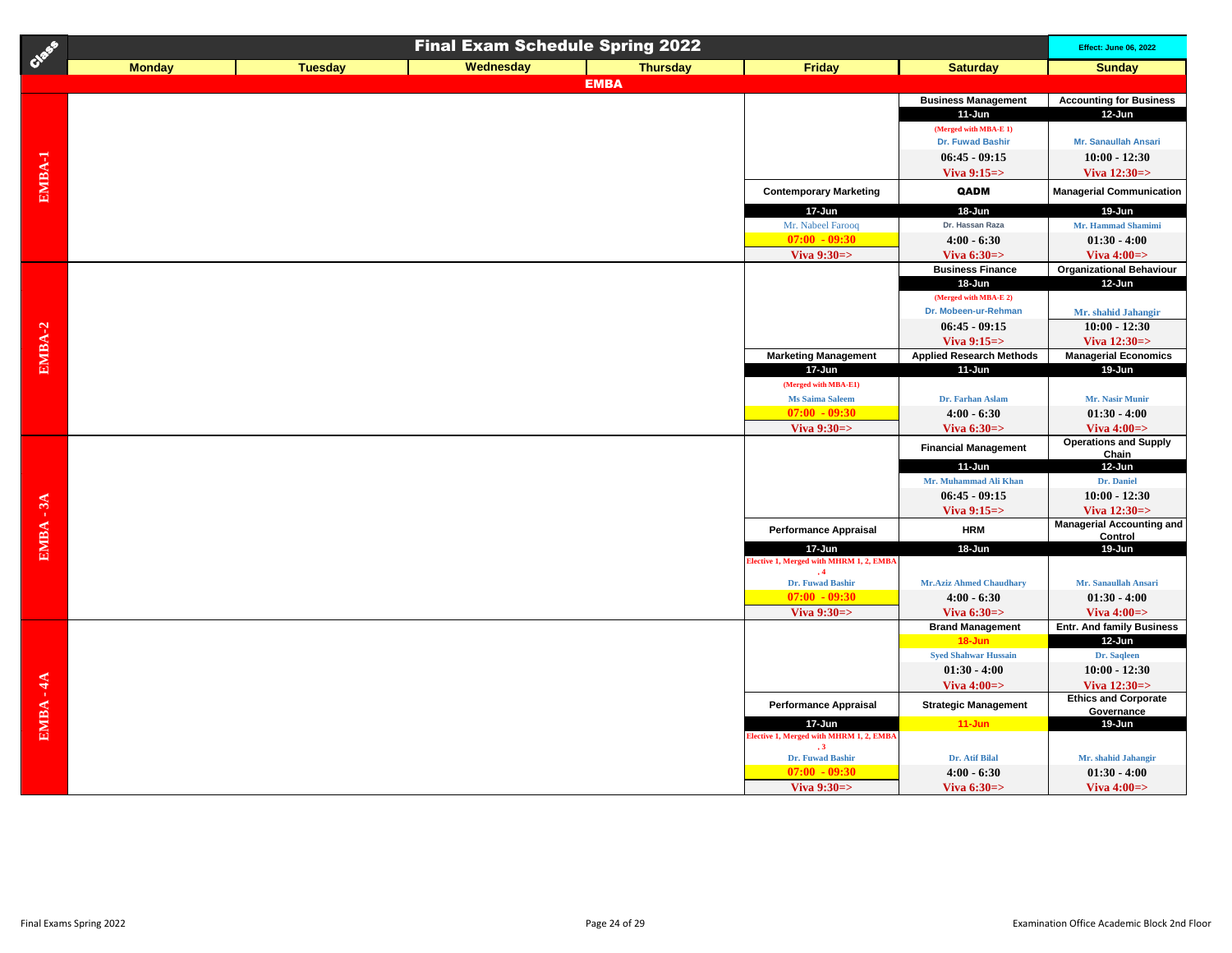# Final Exam Schedule Spring 2022

**Effect: June 06, 2022**

## EMBA

| Class | Monday | Tuesday | Wednesday | Thursday | Friday | Saturday | Sunday |
|---|---|---|---|---|---|---|---|
| EMBA-1 | | | | | | Business Management<br>11-Jun<br>(Merged with MBA-E 1)<br>Dr. Fuwad Bashir<br>06:45 - 09:15<br>Viva 9:15=> | Accounting for Business<br>12-Jun<br>Mr. Sanaullah Ansari<br>10:00 - 12:30<br>Viva 12:30=> |
| EMBA-1 | | | | | Contemporary Marketing<br>17-Jun<br>Mr. Nabeel Farooq<br>07:00 - 09:30<br>Viva 9:30=> | QADM<br>18-Jun<br>Dr. Hassan Raza<br>4:00 - 6:30<br>Viva 6:30=> | Managerial Communication<br>19-Jun<br>Mr. Hammad Shamimi<br>01:30 - 4:00<br>Viva 4:00=> |
| EMBA-2 | | | | | | Business Finance<br>18-Jun<br>(Merged with MBA-E 2)<br>Dr. Mobeen-ur-Rehman<br>06:45 - 09:15<br>Viva 9:15=> | Organizational Behaviour<br>12-Jun<br>Mr. shahid Jahangir<br>10:00 - 12:30<br>Viva 12:30=> |
| EMBA-2 | | | | | Marketing Management<br>17-Jun<br>(Merged with MBA-E1)<br>Ms Saima Saleem<br>07:00 - 09:30<br>Viva 9:30=> | Applied Research Methods<br>11-Jun<br>Dr. Farhan Aslam<br>4:00 - 6:30<br>Viva 6:30=> | Managerial Economics<br>19-Jun<br>Mr. Nasir Munir<br>01:30 - 4:00<br>Viva 4:00=> |
| EMBA - 3A | | | | | | Financial Management<br>11-Jun<br>Mr. Muhammad Ali Khan<br>06:45 - 09:15<br>Viva 9:15=> | Operations and Supply Chain<br>12-Jun<br>Dr. Daniel<br>10:00 - 12:30<br>Viva 12:30=> |
| EMBA - 3A | | | | | Performance Appraisal<br>17-Jun<br>Elective 1, Merged with MHRM 1, 2, EMBA . 4<br>Dr. Fuwad Bashir<br>07:00 - 09:30<br>Viva 9:30=> | HRM<br>18-Jun<br>Mr.Aziz Ahmed Chaudhary<br>4:00 - 6:30<br>Viva 6:30=> | Managerial Accounting and Control<br>19-Jun<br>Mr. Sanaullah Ansari<br>01:30 - 4:00<br>Viva 4:00=> |
| EMBA - 4A | | | | | | Brand Management<br>18-Jun<br>Syed Shahwar Hussain<br>01:30 - 4:00<br>Viva 4:00=> | Entr. And family Business<br>12-Jun<br>Dr. Saqleen<br>10:00 - 12:30<br>Viva 12:30=> |
| EMBA - 4A | | | | | Performance Appraisal<br>17-Jun<br>Elective 1, Merged with MHRM 1, 2, EMBA , 3<br>Dr. Fuwad Bashir<br>07:00 - 09:30<br>Viva 9:30=> | Strategic Management<br>11-Jun<br>Dr. Atif Bilal<br>4:00 - 6:30<br>Viva 6:30=> | Ethics and Corporate Governance<br>19-Jun<br>Mr. shahid Jahangir<br>01:30 - 4:00<br>Viva 4:00=> |

Final Exams Spring 2022

Examination Office Academic Block 2nd Floor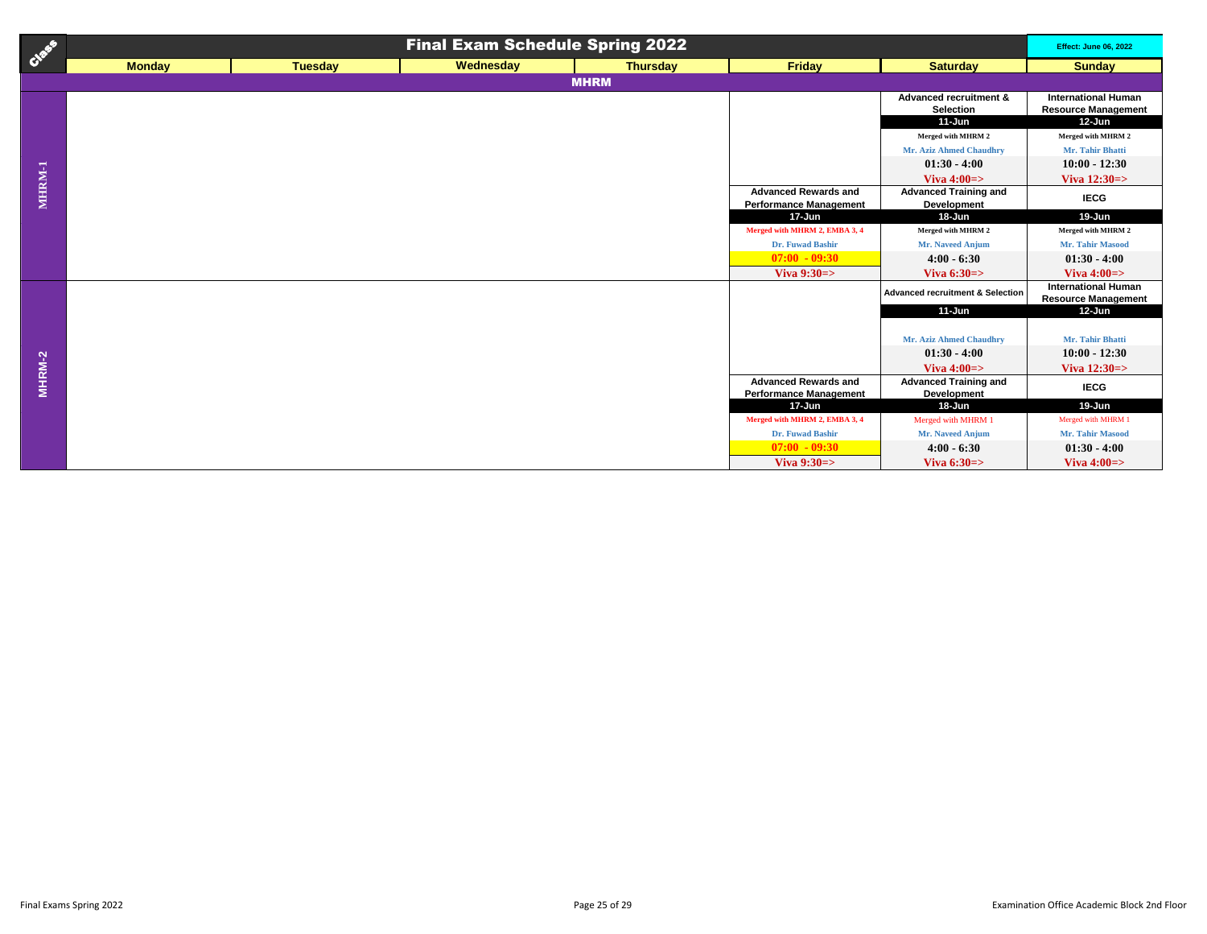# Final Exam Schedule Spring 2022

Effect: June 06, 2022

## MHRM

| Class | Monday | Tuesday | Wednesday | Thursday | Friday | Saturday | Sunday |
|---|---|---|---|---|---|---|---|
| MHRM-1 | | | | | | Advanced recruitment & Selection<br>11-Jun<br>Merged with MHRM 2<br>Mr. Aziz Ahmed Chaudhry<br>01:30 - 4:00<br>Viva 4:00=> | International Human Resource Management<br>12-Jun<br>Merged with MHRM 2<br>Mr. Tahir Bhatti<br>10:00 - 12:30<br>Viva 12:30=> |
| MHRM-1 | | | | | Advanced Rewards and Performance Management<br>17-Jun<br>Merged with MHRM 2, EMBA 3, 4<br>Dr. Fuwad Bashir<br>07:00 - 09:30<br>Viva 9:30=> | Advanced Training and Development<br>18-Jun<br>Merged with MHRM 2<br>Mr. Naveed Anjum<br>4:00 - 6:30<br>Viva 6:30=> | IECG<br>19-Jun<br>Merged with MHRM 2<br>Mr. Tahir Masood<br>01:30 - 4:00<br>Viva 4:00=> |
| MHRM-2 | | | | | | Advanced recruitment & Selection<br>11-Jun<br>Mr. Aziz Ahmed Chaudhry<br>01:30 - 4:00<br>Viva 4:00=> | International Human Resource Management<br>12-Jun<br>Mr. Tahir Bhatti<br>10:00 - 12:30<br>Viva 12:30=> |
| MHRM-2 | | | | | Advanced Rewards and Performance Management<br>17-Jun<br>Merged with MHRM 2, EMBA 3, 4<br>Dr. Fuwad Bashir<br>07:00 - 09:30<br>Viva 9:30=> | Advanced Training and Development<br>18-Jun<br>Merged with MHRM 1<br>Mr. Naveed Anjum<br>4:00 - 6:30<br>Viva 6:30=> | IECG<br>19-Jun<br>Merged with MHRM 1<br>Mr. Tahir Masood<br>01:30 - 4:00<br>Viva 4:00=> |

Final Exams Spring 2022

Examination Office Academic Block 2nd Floor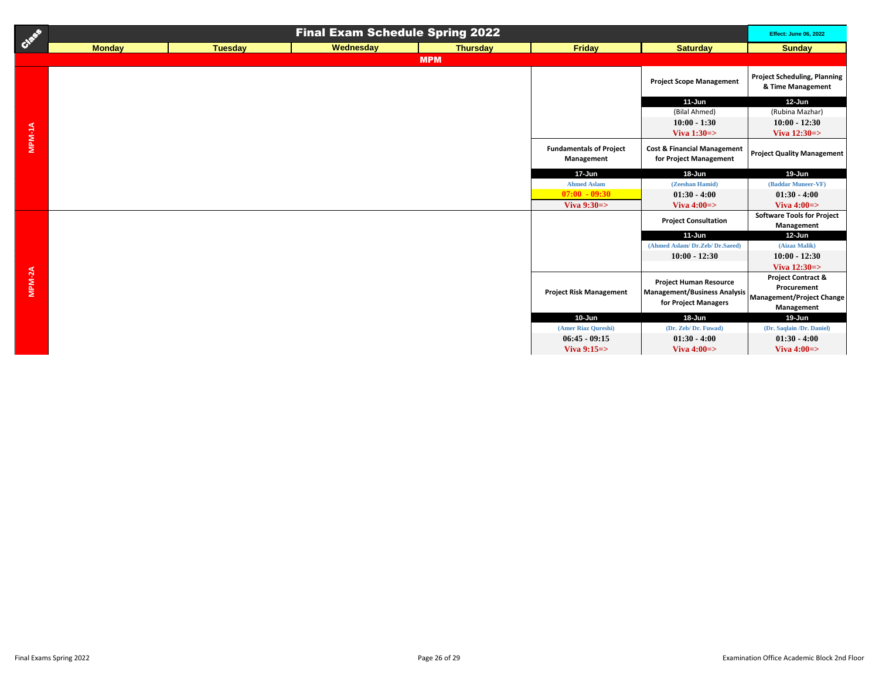# Final Exam Schedule Spring 2022

Effect: June 06, 2022

## MPM

| Class | Monday | Tuesday | Wednesday | Thursday | Friday | Saturday | Sunday |
|---|---|---|---|---|---|---|---|
| MPM-1A | | | | | | Project Scope Management<br>11-Jun<br>(Bilal Ahmed)<br>10:00 - 1:30<br>Viva 1:30=> | Project Scheduling, Planning & Time Management<br>12-Jun<br>(Rubina Mazhar)<br>10:00 - 12:30<br>Viva 12:30=> |
| MPM-1A | | | | | Fundamentals of Project Management<br>17-Jun<br>Ahmed Aslam<br>07:00 - 09:30<br>Viva 9:30=> | Cost & Financial Management for Project Management<br>18-Jun<br>(Zeeshan Hamid)<br>01:30 - 4:00<br>Viva 4:00=> | Project Quality Management<br>19-Jun<br>(Baddar Muneer-VF)<br>01:30 - 4:00<br>Viva 4:00=> |
| MPM-2A | | | | | | Project Consultation<br>11-Jun<br>(Ahmed Aslam/ Dr.Zeb/ Dr.Saeed)<br>10:00 - 12:30 | Software Tools for Project Management<br>12-Jun<br>(Aizaz Malik)<br>10:00 - 12:30<br>Viva 12:30=> |
| MPM-2A | | | | | Project Risk Management<br>10-Jun<br>(Amer Riaz Qureshi)<br>06:45 - 09:15<br>Viva 9:15=> | Project Human Resource Management/Business Analysis for Project Managers<br>18-Jun<br>(Dr. Zeb/ Dr. Fuwad)<br>01:30 - 4:00<br>Viva 4:00=> | Project Contract & Procurement Management/Project Change Management<br>19-Jun<br>(Dr. Saqlain /Dr. Daniel)<br>01:30 - 4:00<br>Viva 4:00=> |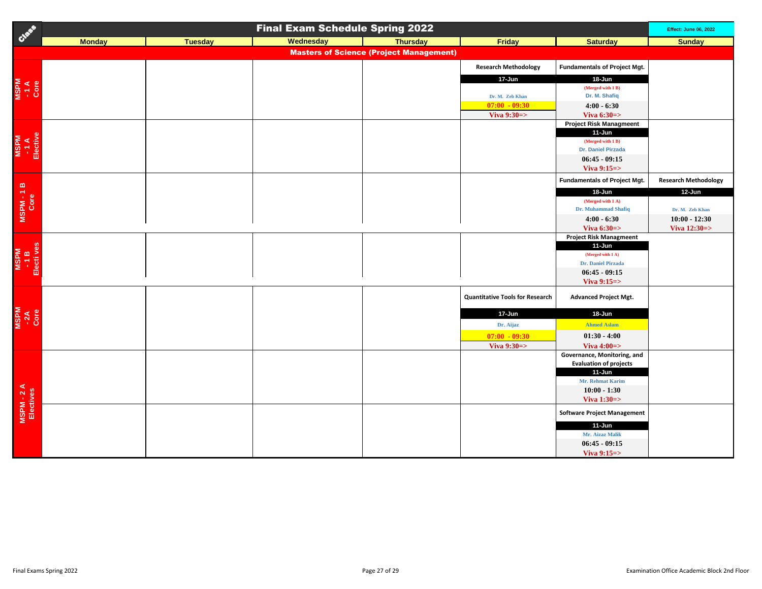# Final Exam Schedule Spring 2022

Effect: June 06, 2022

| Class | Monday | Tuesday | Wednesday | Thursday | Friday | Saturday | Sunday |
|---|---|---|---|---|---|---|---|
| **Masters of Science (Project Management)** | | | | | | | |
| MSPM - 1 A Core | | | | | Research Methodology<br>17-Jun<br>Dr. M. Zeb Khan<br>07:00 - 09:30<br>Viva 9:30=> | Fundamentals of Project Mgt.<br>18-Jun<br>(Merged with 1 B)<br>Dr. M. Shafiq<br>4:00 - 6:30<br>Viva 6:30=> | |
| MSPM - 1 A Elective | | | | | | Project Risk Managmeent<br>11-Jun<br>(Merged with 1 B)<br>Dr. Daniel Pirzada<br>06:45 - 09:15<br>Viva 9:15=> | |
| MSPM - 1 B Core | | | | | | Fundamentals of Project Mgt.<br>18-Jun<br>(Merged with 1 A)<br>Dr. Muhammad Shafiq<br>4:00 - 6:30<br>Viva 6:30=> | Research Methodology<br>12-Jun<br>Dr. M. Zeb Khan<br>10:00 - 12:30<br>Viva 12:30=> |
| MSPM - 1 B Electi ves | | | | | | Project Risk Managmeent<br>11-Jun<br>(Merged with 1 A)<br>Dr. Daniel Pirzada<br>06:45 - 09:15<br>Viva 9:15=> | |
| MSPM - 2A Core | | | | | Quantitative Tools for Research<br>17-Jun<br>Dr. Aijaz<br>07:00 - 09:30<br>Viva 9:30=> | Advanced Project Mgt.<br>18-Jun<br>Ahmed Aslam<br>01:30 - 4:00<br>Viva 4:00=> | |
| MSPM - 2 A Electives | | | | | | Governance, Monitoring, and Evaluation of projects<br>11-Jun<br>Mr. Rehmat Karim<br>10:00 - 1:30<br>Viva 1:30=> | |
| | | | | | | Software Project Management<br>11-Jun<br>Mr. Aizaz Malik<br>06:45 - 09:15<br>Viva 9:15=> | |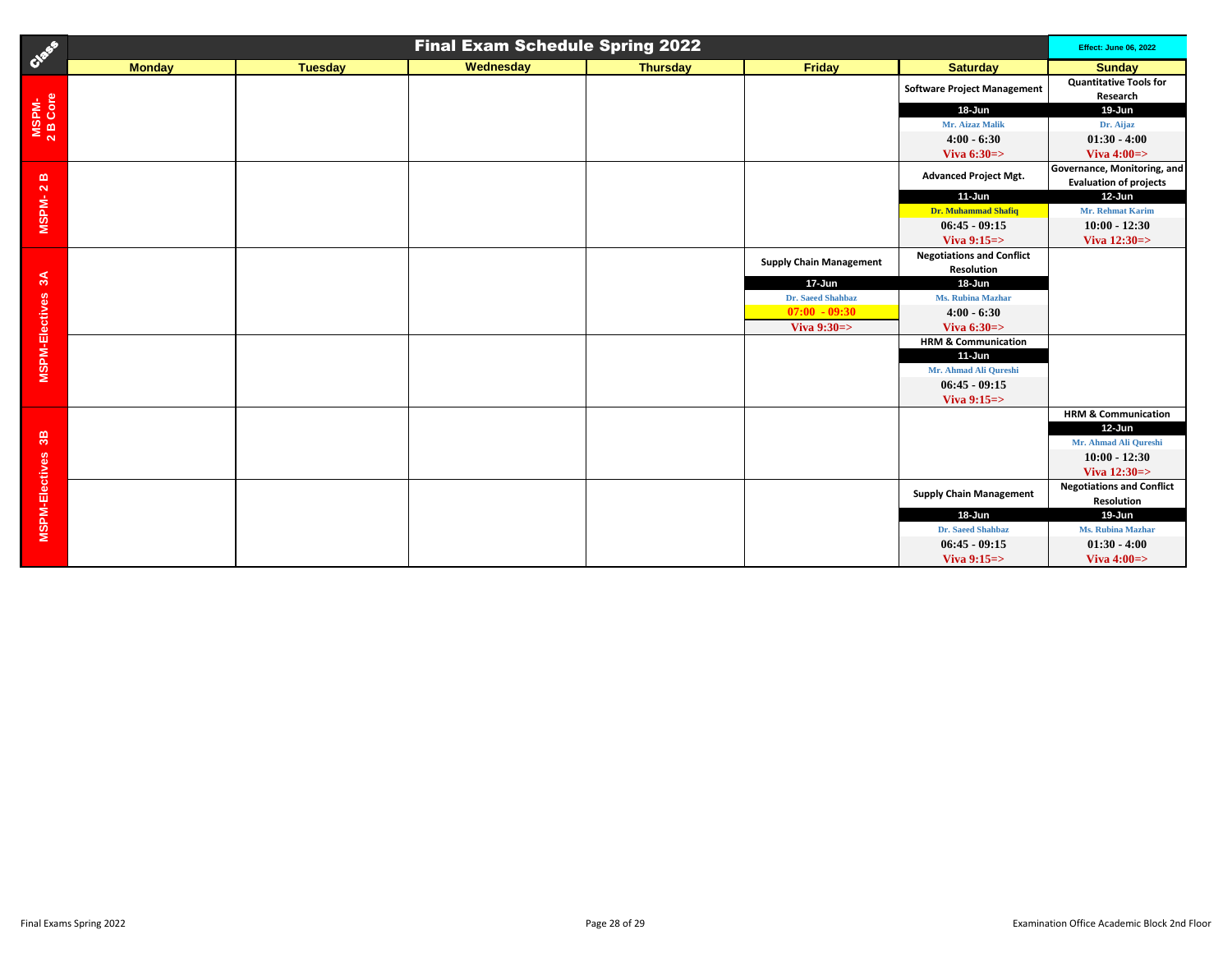# Final Exam Schedule Spring 2022

Effect: June 06, 2022

| Class | Monday | Tuesday | Wednesday | Thursday | Friday | Saturday | Sunday |
|---|---|---|---|---|---|---|---|
| MSPM-2 B Core | | | | | | Software Project Management<br>18-Jun<br>Mr. Aizaz Malik<br>4:00 - 6:30<br>Viva 6:30=> | Quantitative Tools for Research<br>19-Jun<br>Dr. Aijaz<br>01:30 - 4:00<br>Viva 4:00=> |
| MSPM- 2 B | | | | | | Advanced Project Mgt.<br>11-Jun<br>Dr. Muhammad Shafiq<br>06:45 - 09:15<br>Viva 9:15=> | Governance, Monitoring, and Evaluation of projects<br>12-Jun<br>Mr. Rehmat Karim<br>10:00 - 12:30<br>Viva 12:30=> |
| MSPM-Electives 3A | | | | | Supply Chain Management<br>17-Jun<br>Dr. Saeed Shahbaz<br>07:00 - 09:30<br>Viva 9:30=> | Negotiations and Conflict Resolution<br>18-Jun<br>Ms. Rubina Mazhar<br>4:00 - 6:30<br>Viva 6:30=> | |
| MSPM-Electives 3A | | | | | | HRM & Communication<br>11-Jun<br>Mr. Ahmad Ali Qureshi<br>06:45 - 09:15<br>Viva 9:15=> | |
| MSPM-Electives 3B | | | | | | | HRM & Communication<br>12-Jun<br>Mr. Ahmad Ali Qureshi<br>10:00 - 12:30<br>Viva 12:30=> |
| MSPM-Electives 3B | | | | | | Supply Chain Management<br>18-Jun<br>Dr. Saeed Shahbaz<br>06:45 - 09:15<br>Viva 9:15=> | Negotiations and Conflict Resolution<br>19-Jun<br>Ms. Rubina Mazhar<br>01:30 - 4:00<br>Viva 4:00=> |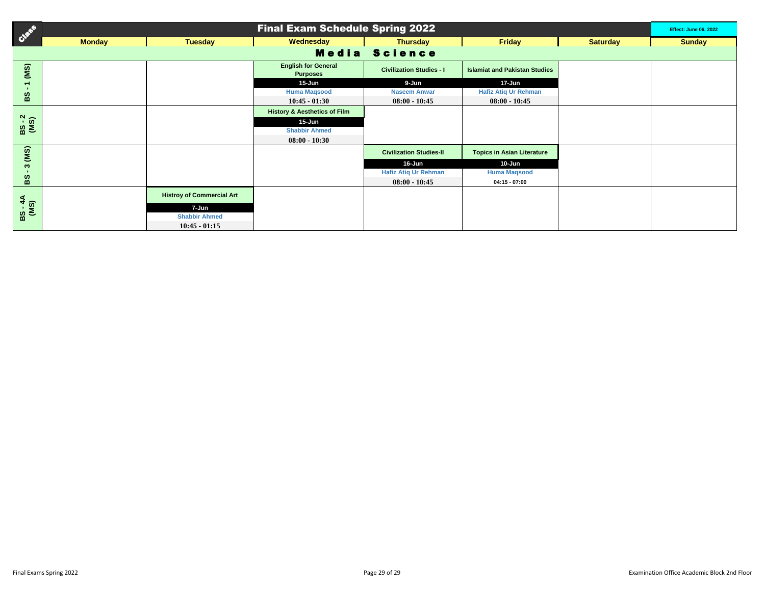# Final Exam Schedule Spring 2022

Effect: June 06, 2022

## Media Science

| Class | Monday | Tuesday | Wednesday | Thursday | Friday | Saturday | Sunday |
|---|---|---|---|---|---|---|---|
| BS - 1 (MS) | | | English for General Purposes<br>15-Jun<br>Huma Maqsood<br>10:45 - 01:30 | Civilization Studies - I<br>9-Jun<br>Naseem Anwar<br>08:00 - 10:45 | Islamiat and Pakistan Studies<br>17-Jun<br>Hafiz Atiq Ur Rehman<br>08:00 - 10:45 | | |
| BS - 2 (MS) | | | History & Aesthetics of Film<br>15-Jun<br>Shabbir Ahmed<br>08:00 - 10:30 | | | | |
| BS - 3 (MS) | | | | Civilization Studies-II<br>16-Jun<br>Hafiz Atiq Ur Rehman<br>08:00 - 10:45 | Topics in Asian Literature<br>10-Jun<br>Huma Maqsood<br>04:15 - 07:00 | | |
| BS - 4A (MS) | | Histroy of Commercial Art<br>7-Jun<br>Shabbir Ahmed<br>10:45 - 01:15 | | | | | |

Final Exams Spring 2022

Examination Office Academic Block 2nd Floor